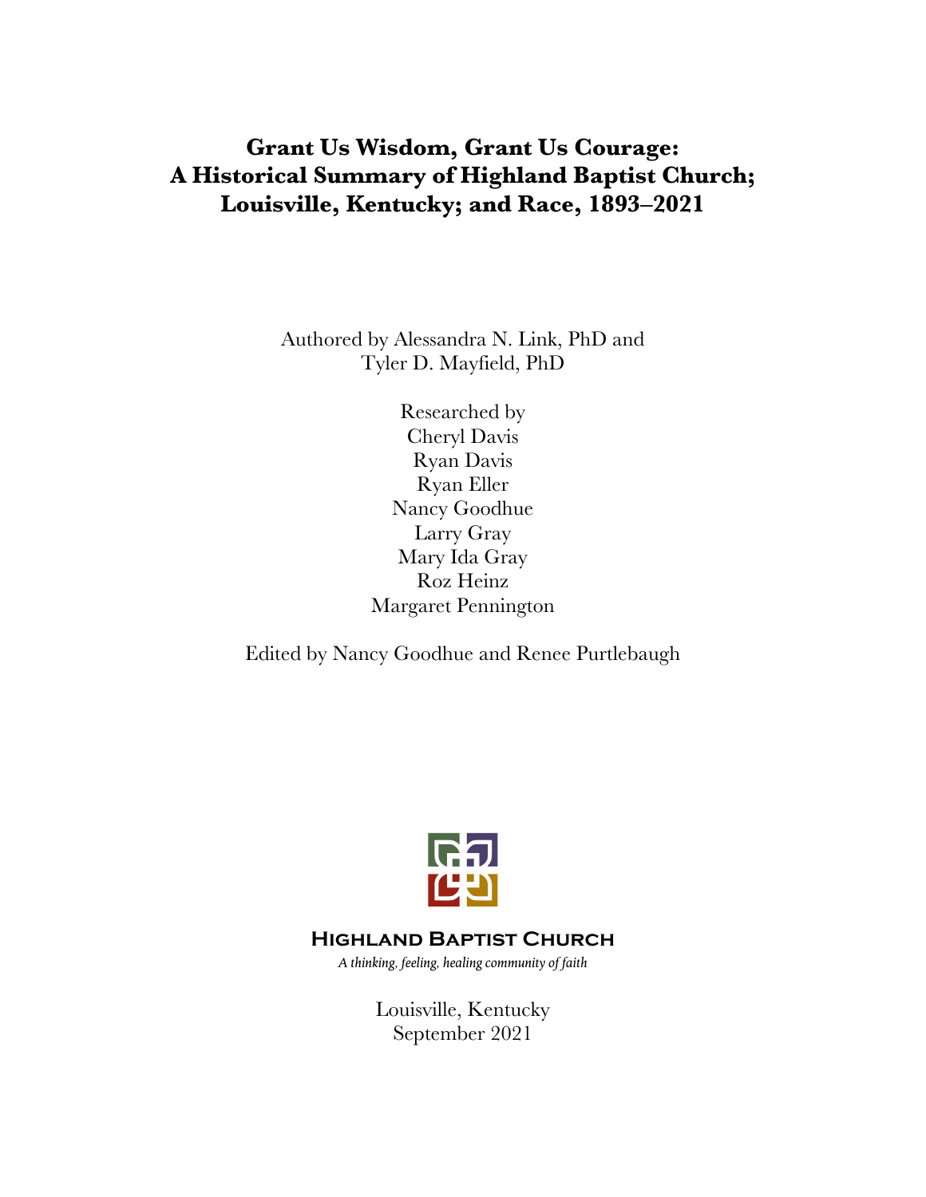# Grant Us Wisdom, Grant Us Courage: A Historical Summary of Highland Baptist Church; Louisville, Kentucky; and Race, 1893–2021

Authored by Alessandra N. Link, PhD and
Tyler D. Mayfield, PhD

Researched by
Cheryl Davis
Ryan Davis
Ryan Eller
Nancy Goodhue
Larry Gray
Mary Ida Gray
Roz Heinz
Margaret Pennington

Edited by Nancy Goodhue and Renee Purtlebaugh

**Highland Baptist Church**

*A thinking, feeling, healing community of faith*

Louisville, Kentucky
September 2021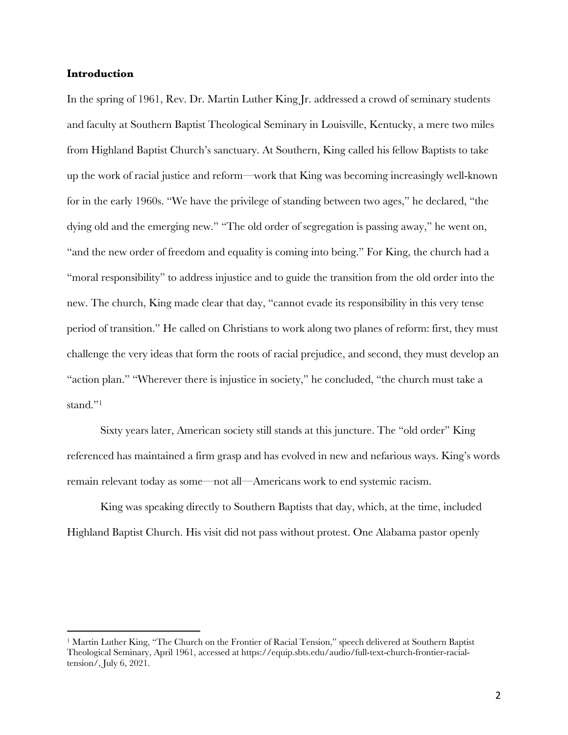**Introduction**

In the spring of 1961, Rev. Dr. Martin Luther King Jr. addressed a crowd of seminary students and faculty at Southern Baptist Theological Seminary in Louisville, Kentucky, a mere two miles from Highland Baptist Church's sanctuary. At Southern, King called his fellow Baptists to take up the work of racial justice and reform—work that King was becoming increasingly well-known for in the early 1960s. "We have the privilege of standing between two ages," he declared, "the dying old and the emerging new." "The old order of segregation is passing away," he went on, "and the new order of freedom and equality is coming into being." For King, the church had a "moral responsibility" to address injustice and to guide the transition from the old order into the new. The church, King made clear that day, "cannot evade its responsibility in this very tense period of transition." He called on Christians to work along two planes of reform: first, they must challenge the very ideas that form the roots of racial prejudice, and second, they must develop an "action plan." "Wherever there is injustice in society," he concluded, "the church must take a stand."[1]

Sixty years later, American society still stands at this juncture. The "old order" King referenced has maintained a firm grasp and has evolved in new and nefarious ways. King's words remain relevant today as some—not all—Americans work to end systemic racism.

King was speaking directly to Southern Baptists that day, which, at the time, included Highland Baptist Church. His visit did not pass without protest. One Alabama pastor openly

[1] Martin Luther King, "The Church on the Frontier of Racial Tension," speech delivered at Southern Baptist Theological Seminary, April 1961, accessed at https://equip.sbts.edu/audio/full-text-church-frontier-racial-tension/, July 6, 2021.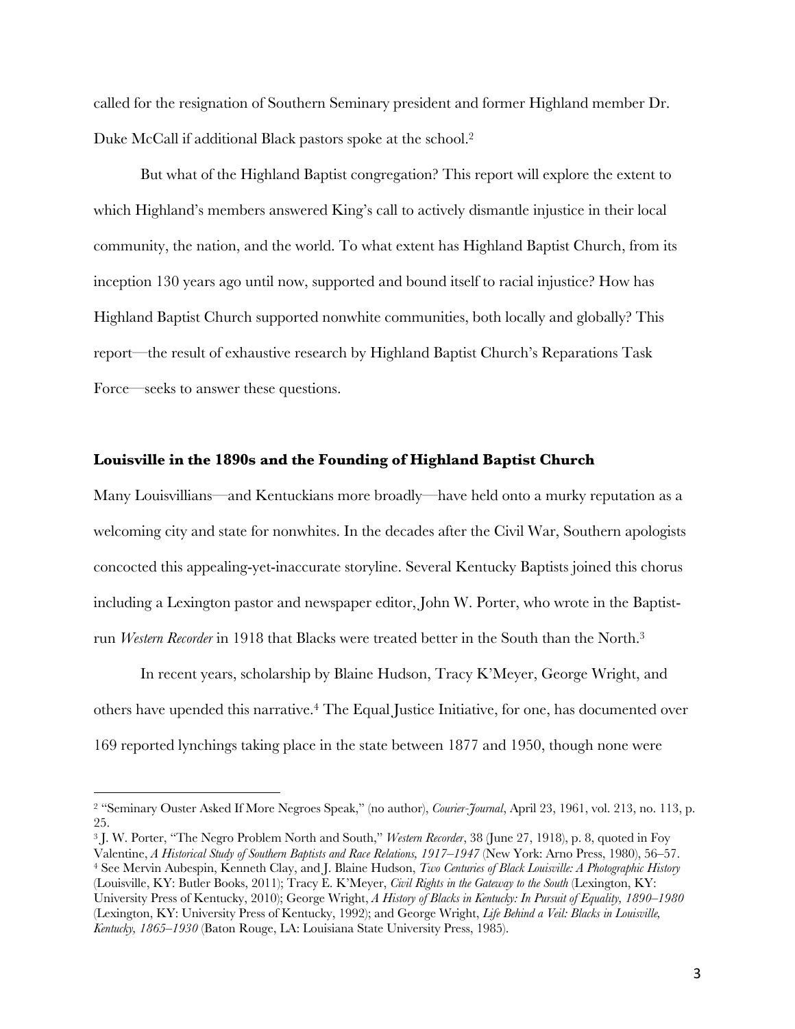called for the resignation of Southern Seminary president and former Highland member Dr. Duke McCall if additional Black pastors spoke at the school.[2]

But what of the Highland Baptist congregation? This report will explore the extent to which Highland's members answered King's call to actively dismantle injustice in their local community, the nation, and the world. To what extent has Highland Baptist Church, from its inception 130 years ago until now, supported and bound itself to racial injustice? How has Highland Baptist Church supported nonwhite communities, both locally and globally? This report—the result of exhaustive research by Highland Baptist Church's Reparations Task Force—seeks to answer these questions.

## Louisville in the 1890s and the Founding of Highland Baptist Church

Many Louisvillians—and Kentuckians more broadly—have held onto a murky reputation as a welcoming city and state for nonwhites. In the decades after the Civil War, Southern apologists concocted this appealing-yet-inaccurate storyline. Several Kentucky Baptists joined this chorus including a Lexington pastor and newspaper editor, John W. Porter, who wrote in the Baptist-run *Western Recorder* in 1918 that Blacks were treated better in the South than the North.[3]

In recent years, scholarship by Blaine Hudson, Tracy K'Meyer, George Wright, and others have upended this narrative.[4] The Equal Justice Initiative, for one, has documented over 169 reported lynchings taking place in the state between 1877 and 1950, though none were

---

[2] "Seminary Ouster Asked If More Negroes Speak," (no author), *Courier-Journal*, April 23, 1961, vol. 213, no. 113, p. 25.

[3] J. W. Porter, "The Negro Problem North and South," *Western Recorder*, 38 (June 27, 1918), p. 8, quoted in Foy Valentine, *A Historical Study of Southern Baptists and Race Relations, 1917–1947* (New York: Arno Press, 1980), 56–57.

[4] See Mervin Aubespin, Kenneth Clay, and J. Blaine Hudson, *Two Centuries of Black Louisville: A Photographic History* (Louisville, KY: Butler Books, 2011); Tracy E. K'Meyer, *Civil Rights in the Gateway to the South* (Lexington, KY: University Press of Kentucky, 2010); George Wright, *A History of Blacks in Kentucky: In Pursuit of Equality, 1890–1980* (Lexington, KY: University Press of Kentucky, 1992); and George Wright, *Life Behind a Veil: Blacks in Louisville, Kentucky, 1865–1930* (Baton Rouge, LA: Louisiana State University Press, 1985).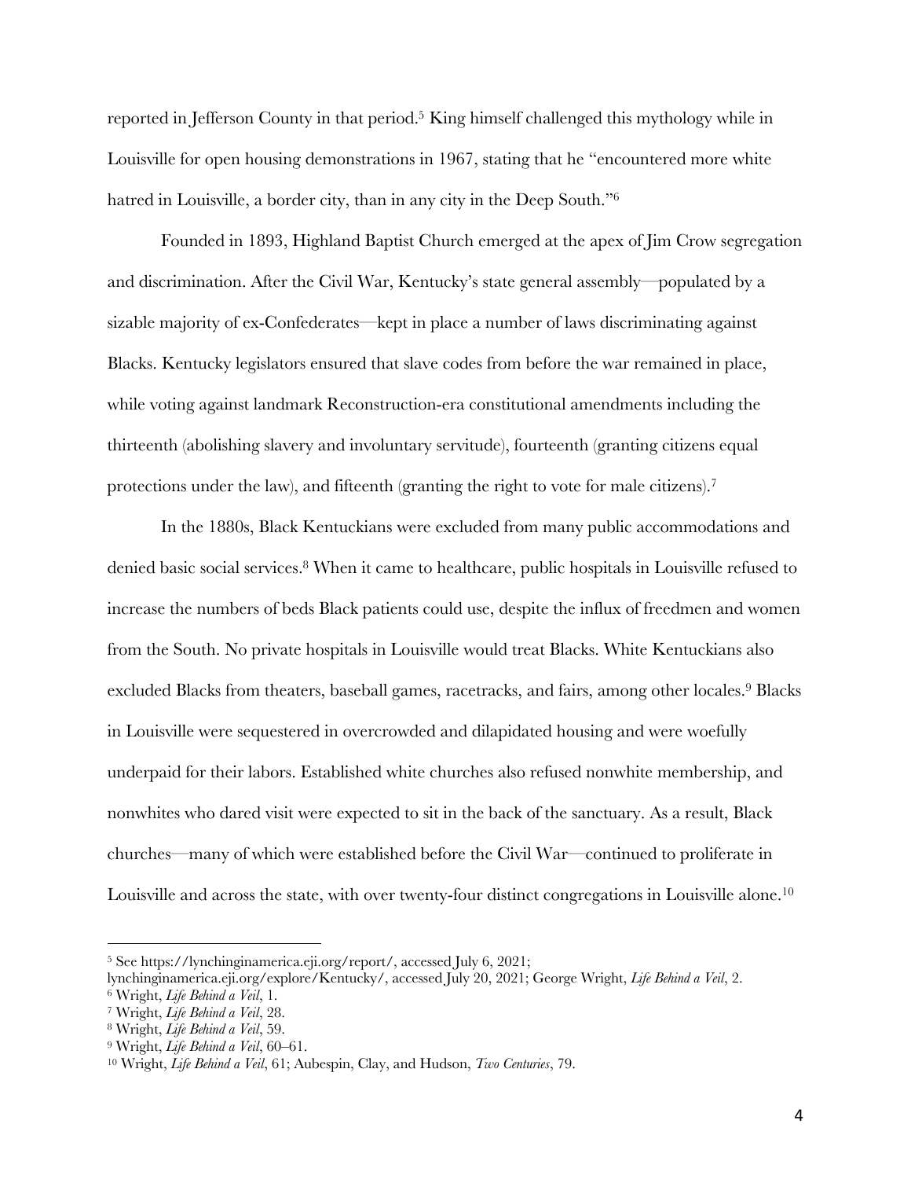reported in Jefferson County in that period.[5] King himself challenged this mythology while in Louisville for open housing demonstrations in 1967, stating that he "encountered more white hatred in Louisville, a border city, than in any city in the Deep South."[6]

Founded in 1893, Highland Baptist Church emerged at the apex of Jim Crow segregation and discrimination. After the Civil War, Kentucky's state general assembly—populated by a sizable majority of ex-Confederates—kept in place a number of laws discriminating against Blacks. Kentucky legislators ensured that slave codes from before the war remained in place, while voting against landmark Reconstruction-era constitutional amendments including the thirteenth (abolishing slavery and involuntary servitude), fourteenth (granting citizens equal protections under the law), and fifteenth (granting the right to vote for male citizens).[7]

In the 1880s, Black Kentuckians were excluded from many public accommodations and denied basic social services.[8] When it came to healthcare, public hospitals in Louisville refused to increase the numbers of beds Black patients could use, despite the influx of freedmen and women from the South. No private hospitals in Louisville would treat Blacks. White Kentuckians also excluded Blacks from theaters, baseball games, racetracks, and fairs, among other locales.[9] Blacks in Louisville were sequestered in overcrowded and dilapidated housing and were woefully underpaid for their labors. Established white churches also refused nonwhite membership, and nonwhites who dared visit were expected to sit in the back of the sanctuary. As a result, Black churches—many of which were established before the Civil War—continued to proliferate in Louisville and across the state, with over twenty-four distinct congregations in Louisville alone.[10]

---

[5] See https://lynchinginamerica.eji.org/report/, accessed July 6, 2021; lynchinginamerica.eji.org/explore/Kentucky/, accessed July 20, 2021; George Wright, *Life Behind a Veil*, 2.

[6] Wright, *Life Behind a Veil*, 1.

[7] Wright, *Life Behind a Veil*, 28.

[8] Wright, *Life Behind a Veil*, 59.

[9] Wright, *Life Behind a Veil*, 60–61.

[10] Wright, *Life Behind a Veil*, 61; Aubespin, Clay, and Hudson, *Two Centuries*, 79.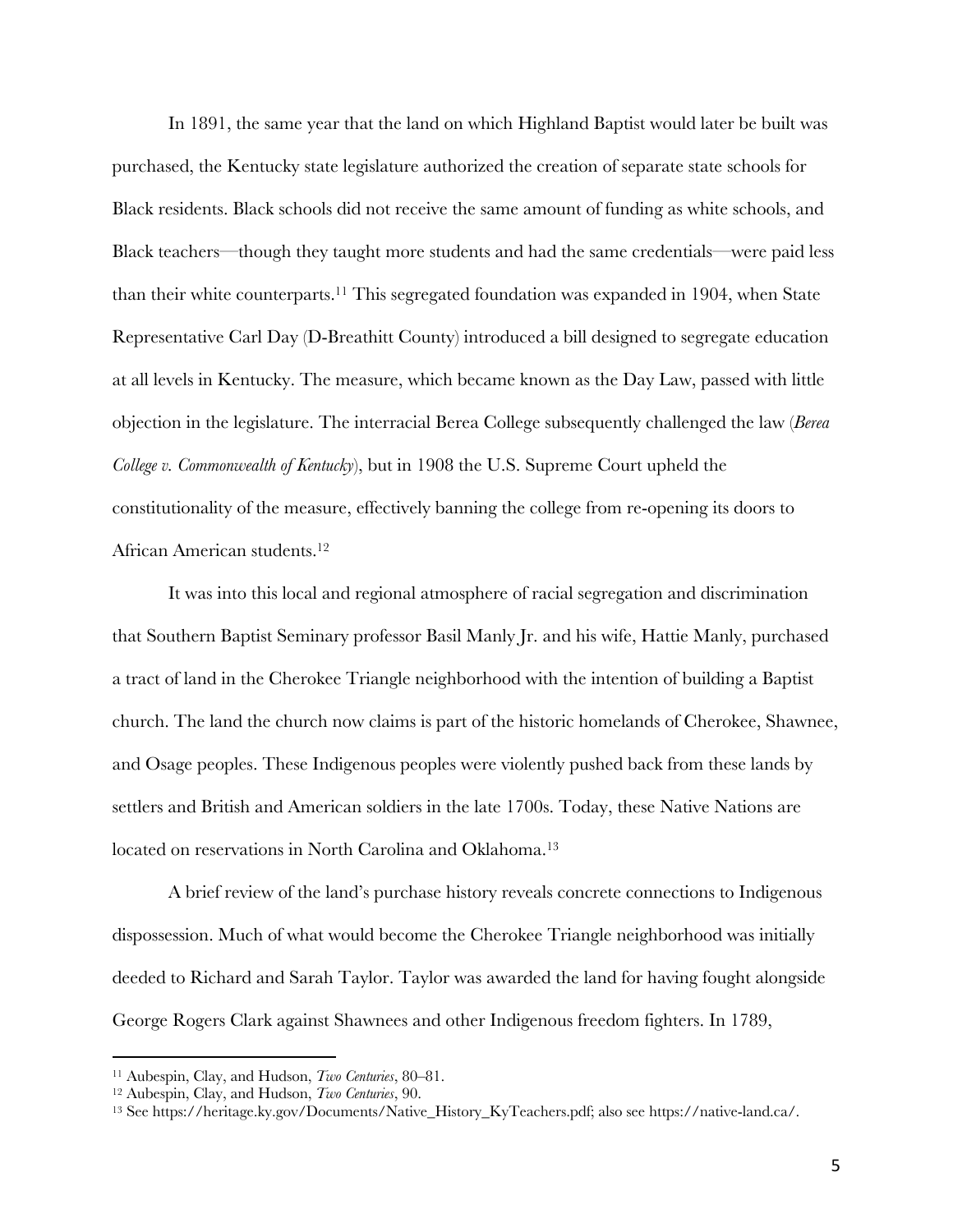In 1891, the same year that the land on which Highland Baptist would later be built was purchased, the Kentucky state legislature authorized the creation of separate state schools for Black residents. Black schools did not receive the same amount of funding as white schools, and Black teachers—though they taught more students and had the same credentials—were paid less than their white counterparts.[11] This segregated foundation was expanded in 1904, when State Representative Carl Day (D-Breathitt County) introduced a bill designed to segregate education at all levels in Kentucky. The measure, which became known as the Day Law, passed with little objection in the legislature. The interracial Berea College subsequently challenged the law (*Berea College v. Commonwealth of Kentucky*), but in 1908 the U.S. Supreme Court upheld the constitutionality of the measure, effectively banning the college from re-opening its doors to African American students.[12]

It was into this local and regional atmosphere of racial segregation and discrimination that Southern Baptist Seminary professor Basil Manly Jr. and his wife, Hattie Manly, purchased a tract of land in the Cherokee Triangle neighborhood with the intention of building a Baptist church. The land the church now claims is part of the historic homelands of Cherokee, Shawnee, and Osage peoples. These Indigenous peoples were violently pushed back from these lands by settlers and British and American soldiers in the late 1700s. Today, these Native Nations are located on reservations in North Carolina and Oklahoma.[13]

A brief review of the land's purchase history reveals concrete connections to Indigenous dispossession. Much of what would become the Cherokee Triangle neighborhood was initially deeded to Richard and Sarah Taylor. Taylor was awarded the land for having fought alongside George Rogers Clark against Shawnees and other Indigenous freedom fighters. In 1789,

---

[11] Aubespin, Clay, and Hudson, *Two Centuries*, 80–81.

[12] Aubespin, Clay, and Hudson, *Two Centuries*, 90.

[13] See https://heritage.ky.gov/Documents/Native_History_KyTeachers.pdf; also see https://native-land.ca/.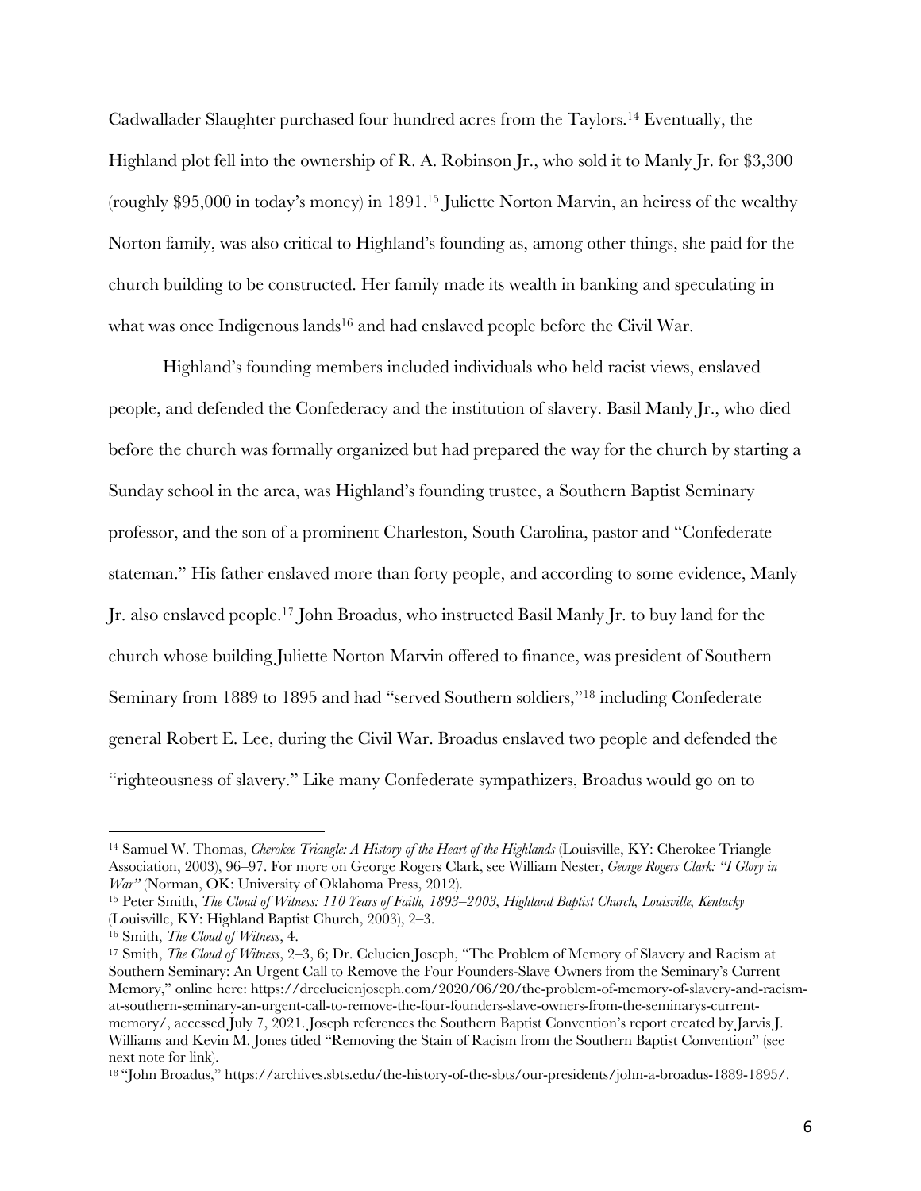Cadwallader Slaughter purchased four hundred acres from the Taylors.[14] Eventually, the Highland plot fell into the ownership of R. A. Robinson Jr., who sold it to Manly Jr. for $3,300 (roughly $95,000 in today's money) in 1891.[15] Juliette Norton Marvin, an heiress of the wealthy Norton family, was also critical to Highland's founding as, among other things, she paid for the church building to be constructed. Her family made its wealth in banking and speculating in what was once Indigenous lands[16] and had enslaved people before the Civil War.

Highland's founding members included individuals who held racist views, enslaved people, and defended the Confederacy and the institution of slavery. Basil Manly Jr., who died before the church was formally organized but had prepared the way for the church by starting a Sunday school in the area, was Highland's founding trustee, a Southern Baptist Seminary professor, and the son of a prominent Charleston, South Carolina, pastor and "Confederate stateman." His father enslaved more than forty people, and according to some evidence, Manly Jr. also enslaved people.[17] John Broadus, who instructed Basil Manly Jr. to buy land for the church whose building Juliette Norton Marvin offered to finance, was president of Southern Seminary from 1889 to 1895 and had "served Southern soldiers,"[18] including Confederate general Robert E. Lee, during the Civil War. Broadus enslaved two people and defended the "righteousness of slavery." Like many Confederate sympathizers, Broadus would go on to

---

[14] Samuel W. Thomas, *Cherokee Triangle: A History of the Heart of the Highlands* (Louisville, KY: Cherokee Triangle Association, 2003), 96–97. For more on George Rogers Clark, see William Nester, *George Rogers Clark: "I Glory in War"* (Norman, OK: University of Oklahoma Press, 2012).

[15] Peter Smith, *The Cloud of Witness: 110 Years of Faith, 1893–2003, Highland Baptist Church, Louisville, Kentucky* (Louisville, KY: Highland Baptist Church, 2003), 2–3.

[16] Smith, *The Cloud of Witness*, 4.

[17] Smith, *The Cloud of Witness*, 2–3, 6; Dr. Celucien Joseph, "The Problem of Memory of Slavery and Racism at Southern Seminary: An Urgent Call to Remove the Four Founders-Slave Owners from the Seminary's Current Memory," online here: https://drcelucienjoseph.com/2020/06/20/the-problem-of-memory-of-slavery-and-racism-at-southern-seminary-an-urgent-call-to-remove-the-four-founders-slave-owners-from-the-seminarys-current-memory/, accessed July 7, 2021. Joseph references the Southern Baptist Convention's report created by Jarvis J. Williams and Kevin M. Jones titled "Removing the Stain of Racism from the Southern Baptist Convention" (see next note for link).

[18] "John Broadus," https://archives.sbts.edu/the-history-of-the-sbts/our-presidents/john-a-broadus-1889-1895/.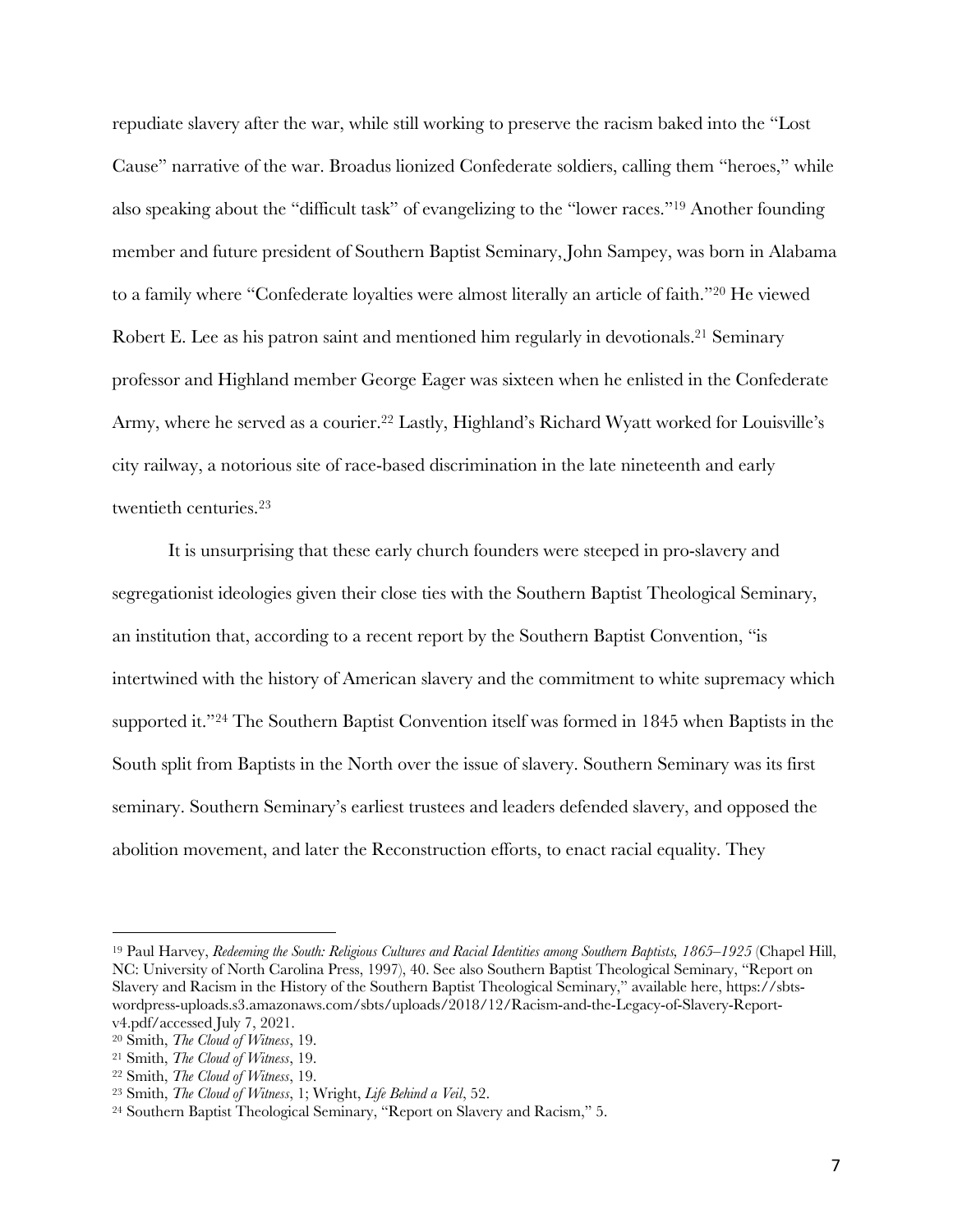repudiate slavery after the war, while still working to preserve the racism baked into the "Lost Cause" narrative of the war. Broadus lionized Confederate soldiers, calling them "heroes," while also speaking about the "difficult task" of evangelizing to the "lower races."[19] Another founding member and future president of Southern Baptist Seminary, John Sampey, was born in Alabama to a family where "Confederate loyalties were almost literally an article of faith."[20] He viewed Robert E. Lee as his patron saint and mentioned him regularly in devotionals.[21] Seminary professor and Highland member George Eager was sixteen when he enlisted in the Confederate Army, where he served as a courier.[22] Lastly, Highland's Richard Wyatt worked for Louisville's city railway, a notorious site of race-based discrimination in the late nineteenth and early twentieth centuries.[23]

It is unsurprising that these early church founders were steeped in pro-slavery and segregationist ideologies given their close ties with the Southern Baptist Theological Seminary, an institution that, according to a recent report by the Southern Baptist Convention, "is intertwined with the history of American slavery and the commitment to white supremacy which supported it."[24] The Southern Baptist Convention itself was formed in 1845 when Baptists in the South split from Baptists in the North over the issue of slavery. Southern Seminary was its first seminary. Southern Seminary's earliest trustees and leaders defended slavery, and opposed the abolition movement, and later the Reconstruction efforts, to enact racial equality. They

---

[19] Paul Harvey, *Redeeming the South: Religious Cultures and Racial Identities among Southern Baptists, 1865–1925* (Chapel Hill, NC: University of North Carolina Press, 1997), 40. See also Southern Baptist Theological Seminary, "Report on Slavery and Racism in the History of the Southern Baptist Theological Seminary," available here, https://sbts-wordpress-uploads.s3.amazonaws.com/sbts/uploads/2018/12/Racism-and-the-Legacy-of-Slavery-Report-v4.pdf/accessed July 7, 2021.

[20] Smith, *The Cloud of Witness*, 19.

[21] Smith, *The Cloud of Witness*, 19.

[22] Smith, *The Cloud of Witness*, 19.

[23] Smith, *The Cloud of Witness*, 1; Wright, *Life Behind a Veil*, 52.

[24] Southern Baptist Theological Seminary, "Report on Slavery and Racism," 5.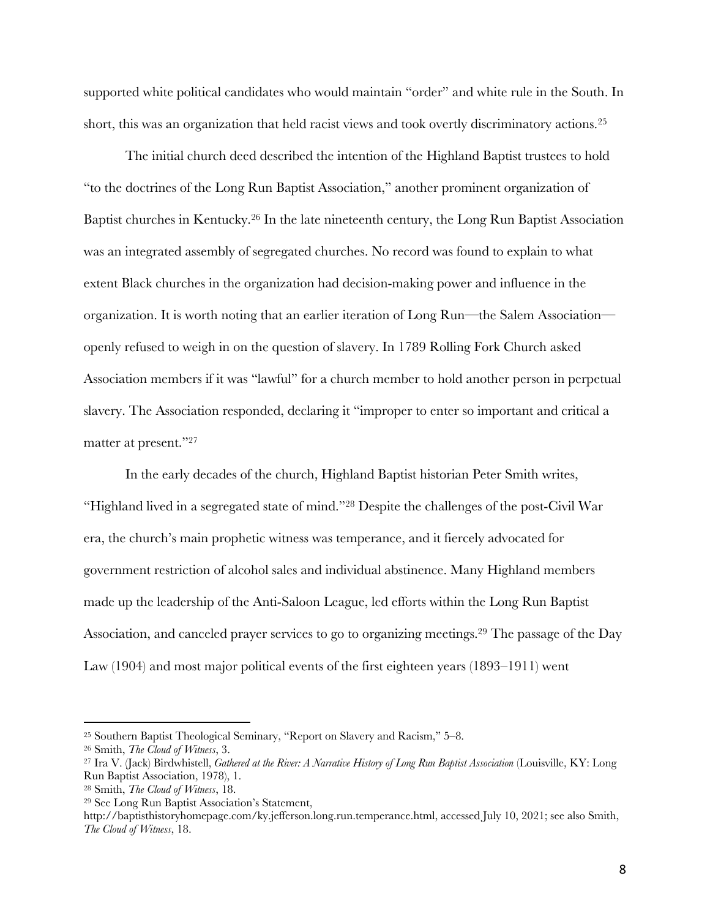supported white political candidates who would maintain "order" and white rule in the South. In short, this was an organization that held racist views and took overtly discriminatory actions.[25]

The initial church deed described the intention of the Highland Baptist trustees to hold "to the doctrines of the Long Run Baptist Association," another prominent organization of Baptist churches in Kentucky.[26] In the late nineteenth century, the Long Run Baptist Association was an integrated assembly of segregated churches. No record was found to explain to what extent Black churches in the organization had decision-making power and influence in the organization. It is worth noting that an earlier iteration of Long Run—the Salem Association—openly refused to weigh in on the question of slavery. In 1789 Rolling Fork Church asked Association members if it was "lawful" for a church member to hold another person in perpetual slavery. The Association responded, declaring it "improper to enter so important and critical a matter at present."[27]

In the early decades of the church, Highland Baptist historian Peter Smith writes, "Highland lived in a segregated state of mind."[28] Despite the challenges of the post-Civil War era, the church's main prophetic witness was temperance, and it fiercely advocated for government restriction of alcohol sales and individual abstinence. Many Highland members made up the leadership of the Anti-Saloon League, led efforts within the Long Run Baptist Association, and canceled prayer services to go to organizing meetings.[29] The passage of the Day Law (1904) and most major political events of the first eighteen years (1893–1911) went

---

[25] Southern Baptist Theological Seminary, "Report on Slavery and Racism," 5–8.

[26] Smith, *The Cloud of Witness*, 3.

[27] Ira V. (Jack) Birdwhistell, *Gathered at the River: A Narrative History of Long Run Baptist Association* (Louisville, KY: Long Run Baptist Association, 1978), 1.

[28] Smith, *The Cloud of Witness*, 18.

[29] See Long Run Baptist Association's Statement, http://baptisthistoryhomepage.com/ky.jefferson.long.run.temperance.html, accessed July 10, 2021; see also Smith, *The Cloud of Witness*, 18.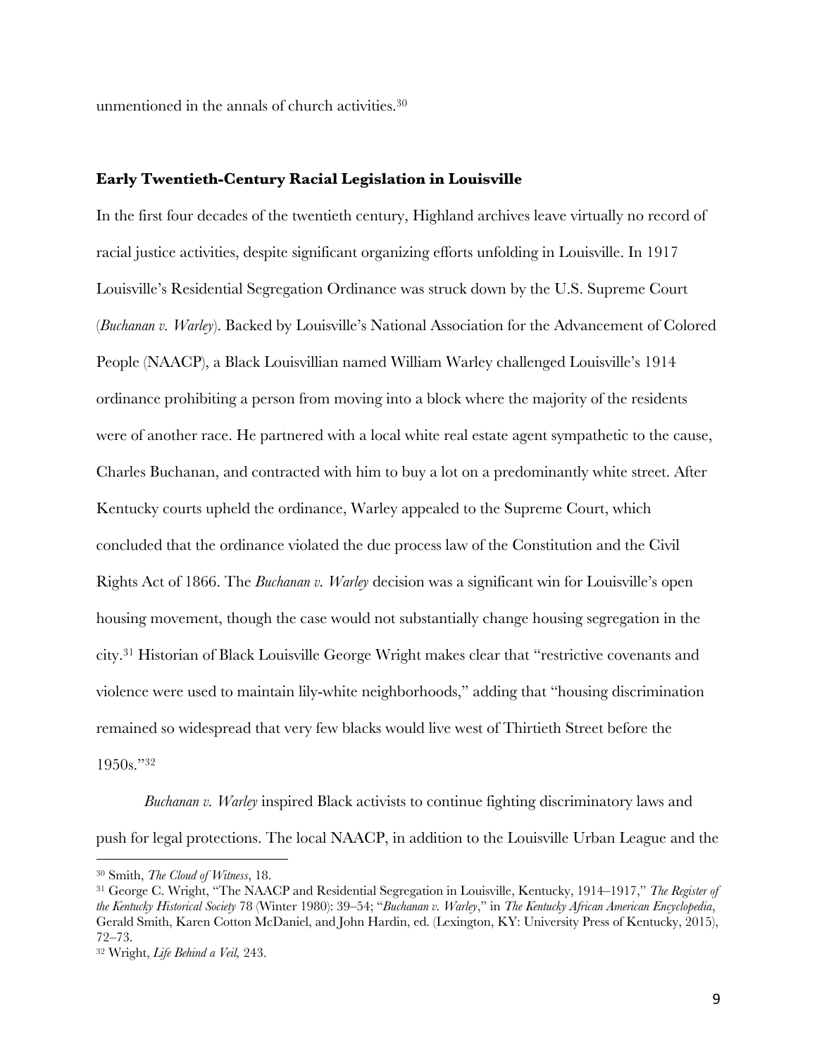unmentioned in the annals of church activities.[30]

### Early Twentieth-Century Racial Legislation in Louisville

In the first four decades of the twentieth century, Highland archives leave virtually no record of racial justice activities, despite significant organizing efforts unfolding in Louisville. In 1917 Louisville's Residential Segregation Ordinance was struck down by the U.S. Supreme Court (*Buchanan v. Warley*). Backed by Louisville's National Association for the Advancement of Colored People (NAACP), a Black Louisvillian named William Warley challenged Louisville's 1914 ordinance prohibiting a person from moving into a block where the majority of the residents were of another race. He partnered with a local white real estate agent sympathetic to the cause, Charles Buchanan, and contracted with him to buy a lot on a predominantly white street. After Kentucky courts upheld the ordinance, Warley appealed to the Supreme Court, which concluded that the ordinance violated the due process law of the Constitution and the Civil Rights Act of 1866. The *Buchanan v. Warley* decision was a significant win for Louisville's open housing movement, though the case would not substantially change housing segregation in the city.[31] Historian of Black Louisville George Wright makes clear that "restrictive covenants and violence were used to maintain lily-white neighborhoods," adding that "housing discrimination remained so widespread that very few blacks would live west of Thirtieth Street before the 1950s."[32]

*Buchanan v. Warley* inspired Black activists to continue fighting discriminatory laws and push for legal protections. The local NAACP, in addition to the Louisville Urban League and the

---

[30] Smith, *The Cloud of Witness*, 18.

[31] George C. Wright, "The NAACP and Residential Segregation in Louisville, Kentucky, 1914–1917," *The Register of the Kentucky Historical Society* 78 (Winter 1980): 39–54; "*Buchanan v. Warley*," in *The Kentucky African American Encyclopedia*, Gerald Smith, Karen Cotton McDaniel, and John Hardin, ed. (Lexington, KY: University Press of Kentucky, 2015), 72–73.

[32] Wright, *Life Behind a Veil,* 243.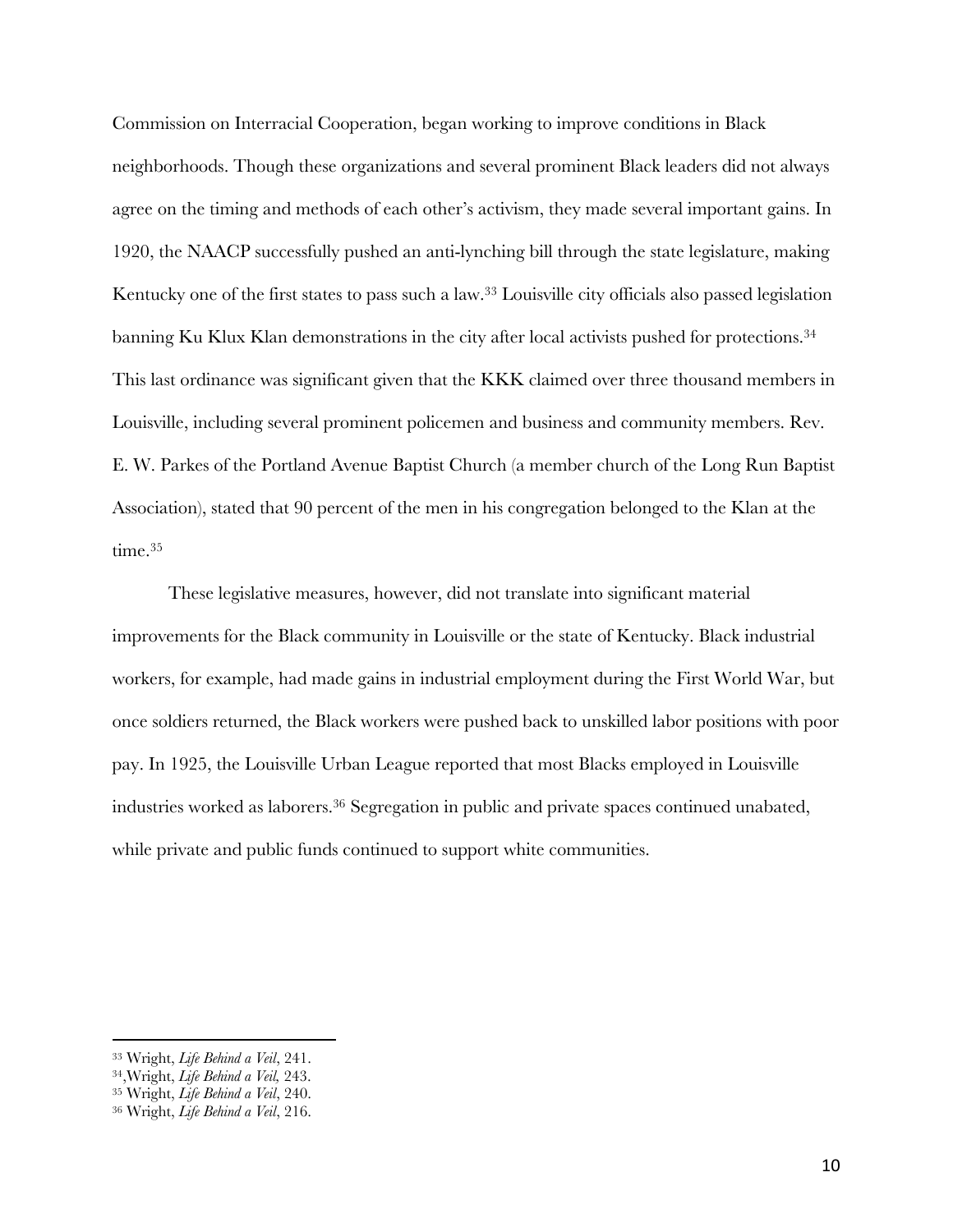Commission on Interracial Cooperation, began working to improve conditions in Black neighborhoods. Though these organizations and several prominent Black leaders did not always agree on the timing and methods of each other's activism, they made several important gains. In 1920, the NAACP successfully pushed an anti-lynching bill through the state legislature, making Kentucky one of the first states to pass such a law.[33] Louisville city officials also passed legislation banning Ku Klux Klan demonstrations in the city after local activists pushed for protections.[34] This last ordinance was significant given that the KKK claimed over three thousand members in Louisville, including several prominent policemen and business and community members. Rev. E. W. Parkes of the Portland Avenue Baptist Church (a member church of the Long Run Baptist Association), stated that 90 percent of the men in his congregation belonged to the Klan at the time.[35]

These legislative measures, however, did not translate into significant material improvements for the Black community in Louisville or the state of Kentucky. Black industrial workers, for example, had made gains in industrial employment during the First World War, but once soldiers returned, the Black workers were pushed back to unskilled labor positions with poor pay. In 1925, the Louisville Urban League reported that most Blacks employed in Louisville industries worked as laborers.[36] Segregation in public and private spaces continued unabated, while private and public funds continued to support white communities.

---

[33] Wright, *Life Behind a Veil*, 241.
[34],Wright, *Life Behind a Veil*, 243.
[35] Wright, *Life Behind a Veil*, 240.
[36] Wright, *Life Behind a Veil*, 216.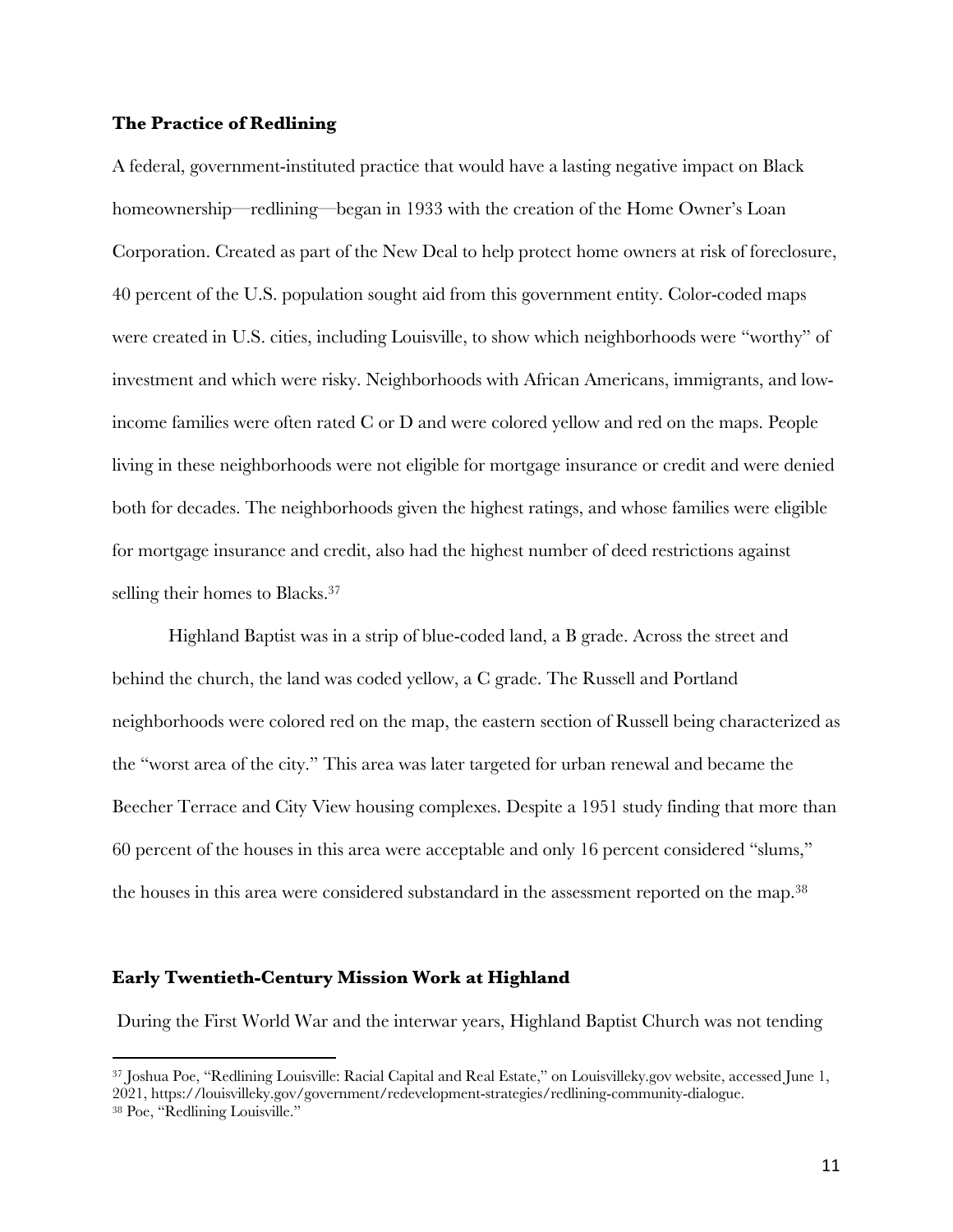**The Practice of Redlining**

A federal, government-instituted practice that would have a lasting negative impact on Black homeownership—redlining—began in 1933 with the creation of the Home Owner's Loan Corporation. Created as part of the New Deal to help protect home owners at risk of foreclosure, 40 percent of the U.S. population sought aid from this government entity. Color-coded maps were created in U.S. cities, including Louisville, to show which neighborhoods were "worthy" of investment and which were risky. Neighborhoods with African Americans, immigrants, and low-income families were often rated C or D and were colored yellow and red on the maps. People living in these neighborhoods were not eligible for mortgage insurance or credit and were denied both for decades. The neighborhoods given the highest ratings, and whose families were eligible for mortgage insurance and credit, also had the highest number of deed restrictions against selling their homes to Blacks.[37]

Highland Baptist was in a strip of blue-coded land, a B grade. Across the street and behind the church, the land was coded yellow, a C grade. The Russell and Portland neighborhoods were colored red on the map, the eastern section of Russell being characterized as the "worst area of the city." This area was later targeted for urban renewal and became the Beecher Terrace and City View housing complexes. Despite a 1951 study finding that more than 60 percent of the houses in this area were acceptable and only 16 percent considered "slums," the houses in this area were considered substandard in the assessment reported on the map.[38]

**Early Twentieth-Century Mission Work at Highland**

During the First World War and the interwar years, Highland Baptist Church was not tending

---

[37] Joshua Poe, "Redlining Louisville: Racial Capital and Real Estate," on Louisvilleky.gov website, accessed June 1, 2021, https://louisvilleky.gov/government/redevelopment-strategies/redlining-community-dialogue.

[38] Poe, "Redlining Louisville."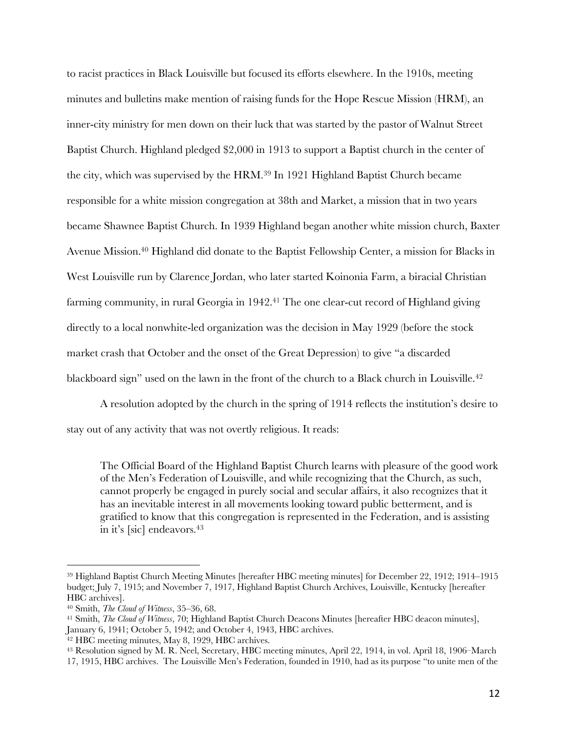to racist practices in Black Louisville but focused its efforts elsewhere. In the 1910s, meeting minutes and bulletins make mention of raising funds for the Hope Rescue Mission (HRM), an inner-city ministry for men down on their luck that was started by the pastor of Walnut Street Baptist Church. Highland pledged $2,000 in 1913 to support a Baptist church in the center of the city, which was supervised by the HRM.[39] In 1921 Highland Baptist Church became responsible for a white mission congregation at 38th and Market, a mission that in two years became Shawnee Baptist Church. In 1939 Highland began another white mission church, Baxter Avenue Mission.[40] Highland did donate to the Baptist Fellowship Center, a mission for Blacks in West Louisville run by Clarence Jordan, who later started Koinonia Farm, a biracial Christian farming community, in rural Georgia in 1942.[41] The one clear-cut record of Highland giving directly to a local nonwhite-led organization was the decision in May 1929 (before the stock market crash that October and the onset of the Great Depression) to give "a discarded blackboard sign" used on the lawn in the front of the church to a Black church in Louisville.[42]

A resolution adopted by the church in the spring of 1914 reflects the institution's desire to stay out of any activity that was not overtly religious. It reads:

> The Official Board of the Highland Baptist Church learns with pleasure of the good work of the Men's Federation of Louisville, and while recognizing that the Church, as such, cannot properly be engaged in purely social and secular affairs, it also recognizes that it has an inevitable interest in all movements looking toward public betterment, and is gratified to know that this congregation is represented in the Federation, and is assisting in it's [sic] endeavors.[43]

---

[39] Highland Baptist Church Meeting Minutes [hereafter HBC meeting minutes] for December 22, 1912; 1914–1915 budget; July 7, 1915; and November 7, 1917, Highland Baptist Church Archives, Louisville, Kentucky [hereafter HBC archives].

[40] Smith, *The Cloud of Witness*, 35–36, 68.

[41] Smith, *The Cloud of Witness*, 70; Highland Baptist Church Deacons Minutes [hereafter HBC deacon minutes], January 6, 1941; October 5, 1942; and October 4, 1943, HBC archives.

[42] HBC meeting minutes, May 8, 1929, HBC archives.

[43] Resolution signed by M. R. Neel, Secretary, HBC meeting minutes, April 22, 1914, in vol. April 18, 1906–March 17, 1915, HBC archives. The Louisville Men's Federation, founded in 1910, had as its purpose "to unite men of the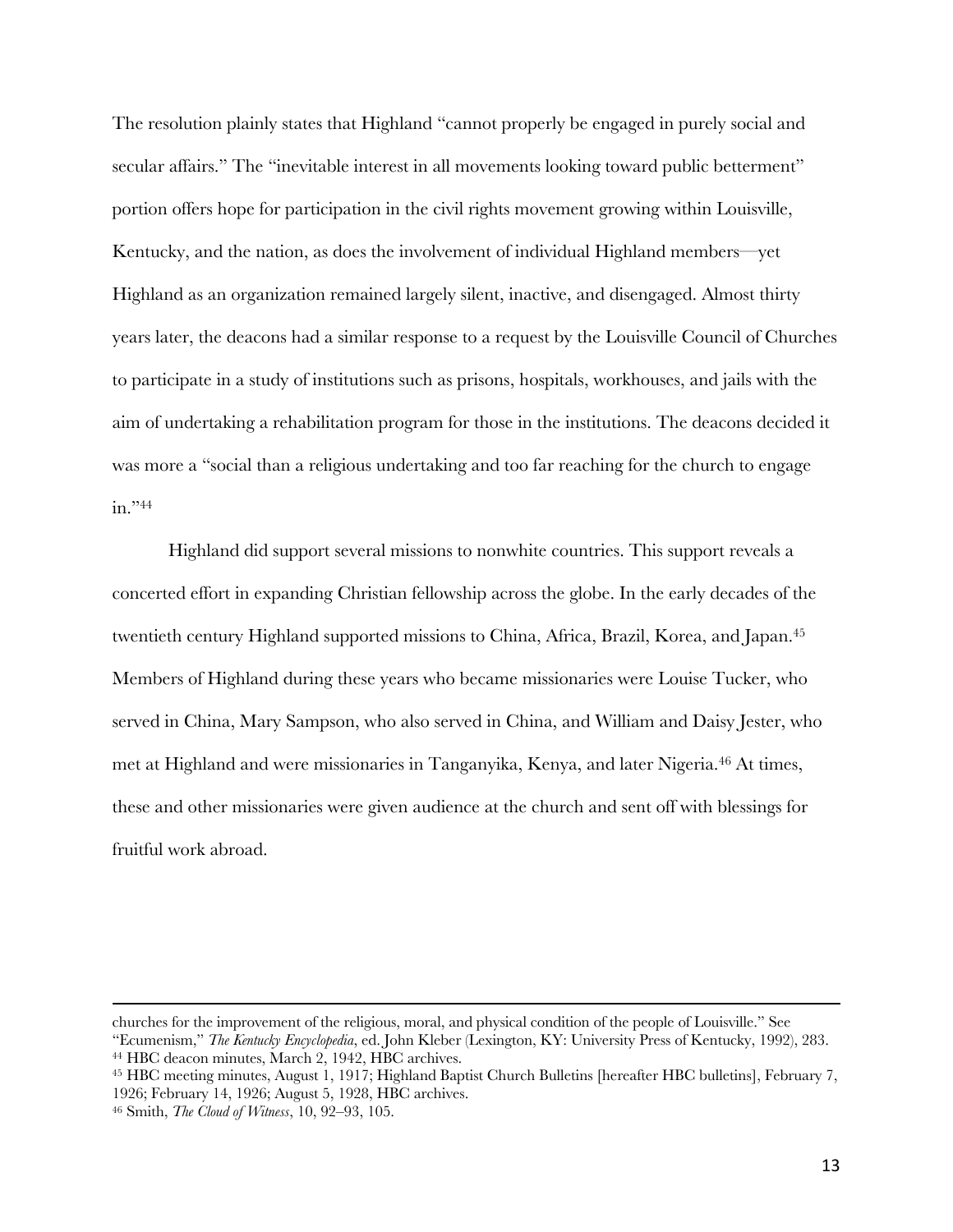The resolution plainly states that Highland "cannot properly be engaged in purely social and secular affairs." The "inevitable interest in all movements looking toward public betterment" portion offers hope for participation in the civil rights movement growing within Louisville, Kentucky, and the nation, as does the involvement of individual Highland members—yet Highland as an organization remained largely silent, inactive, and disengaged. Almost thirty years later, the deacons had a similar response to a request by the Louisville Council of Churches to participate in a study of institutions such as prisons, hospitals, workhouses, and jails with the aim of undertaking a rehabilitation program for those in the institutions. The deacons decided it was more a "social than a religious undertaking and too far reaching for the church to engage in."[44]

Highland did support several missions to nonwhite countries. This support reveals a concerted effort in expanding Christian fellowship across the globe. In the early decades of the twentieth century Highland supported missions to China, Africa, Brazil, Korea, and Japan.[45] Members of Highland during these years who became missionaries were Louise Tucker, who served in China, Mary Sampson, who also served in China, and William and Daisy Jester, who met at Highland and were missionaries in Tanganyika, Kenya, and later Nigeria.[46] At times, these and other missionaries were given audience at the church and sent off with blessings for fruitful work abroad.

---

churches for the improvement of the religious, moral, and physical condition of the people of Louisville." See "Ecumenism," *The Kentucky Encyclopedia*, ed. John Kleber (Lexington, KY: University Press of Kentucky, 1992), 283.

[44] HBC deacon minutes, March 2, 1942, HBC archives.

[45] HBC meeting minutes, August 1, 1917; Highland Baptist Church Bulletins [hereafter HBC bulletins], February 7, 1926; February 14, 1926; August 5, 1928, HBC archives.

[46] Smith, *The Cloud of Witness*, 10, 92–93, 105.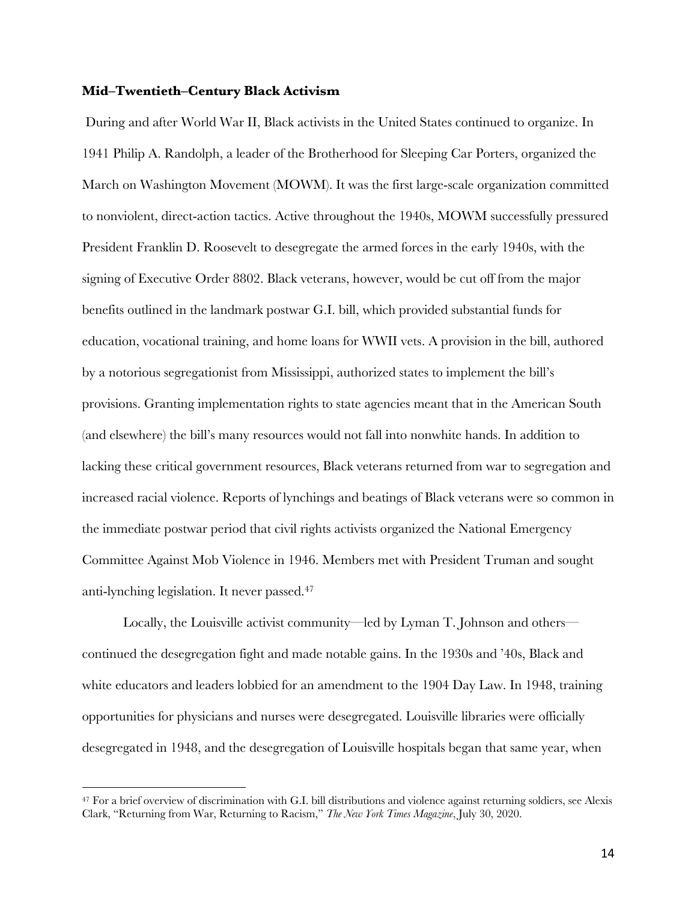**Mid–Twentieth–Century Black Activism**

During and after World War II, Black activists in the United States continued to organize. In 1941 Philip A. Randolph, a leader of the Brotherhood for Sleeping Car Porters, organized the March on Washington Movement (MOWM). It was the first large-scale organization committed to nonviolent, direct-action tactics. Active throughout the 1940s, MOWM successfully pressured President Franklin D. Roosevelt to desegregate the armed forces in the early 1940s, with the signing of Executive Order 8802. Black veterans, however, would be cut off from the major benefits outlined in the landmark postwar G.I. bill, which provided substantial funds for education, vocational training, and home loans for WWII vets. A provision in the bill, authored by a notorious segregationist from Mississippi, authorized states to implement the bill's provisions. Granting implementation rights to state agencies meant that in the American South (and elsewhere) the bill's many resources would not fall into nonwhite hands. In addition to lacking these critical government resources, Black veterans returned from war to segregation and increased racial violence. Reports of lynchings and beatings of Black veterans were so common in the immediate postwar period that civil rights activists organized the National Emergency Committee Against Mob Violence in 1946. Members met with President Truman and sought anti-lynching legislation. It never passed.[47]

Locally, the Louisville activist community—led by Lyman T. Johnson and others—continued the desegregation fight and made notable gains. In the 1930s and '40s, Black and white educators and leaders lobbied for an amendment to the 1904 Day Law. In 1948, training opportunities for physicians and nurses were desegregated. Louisville libraries were officially desegregated in 1948, and the desegregation of Louisville hospitals began that same year, when

---

[47] For a brief overview of discrimination with G.I. bill distributions and violence against returning soldiers, see Alexis Clark, "Returning from War, Returning to Racism," *The New York Times Magazine*, July 30, 2020.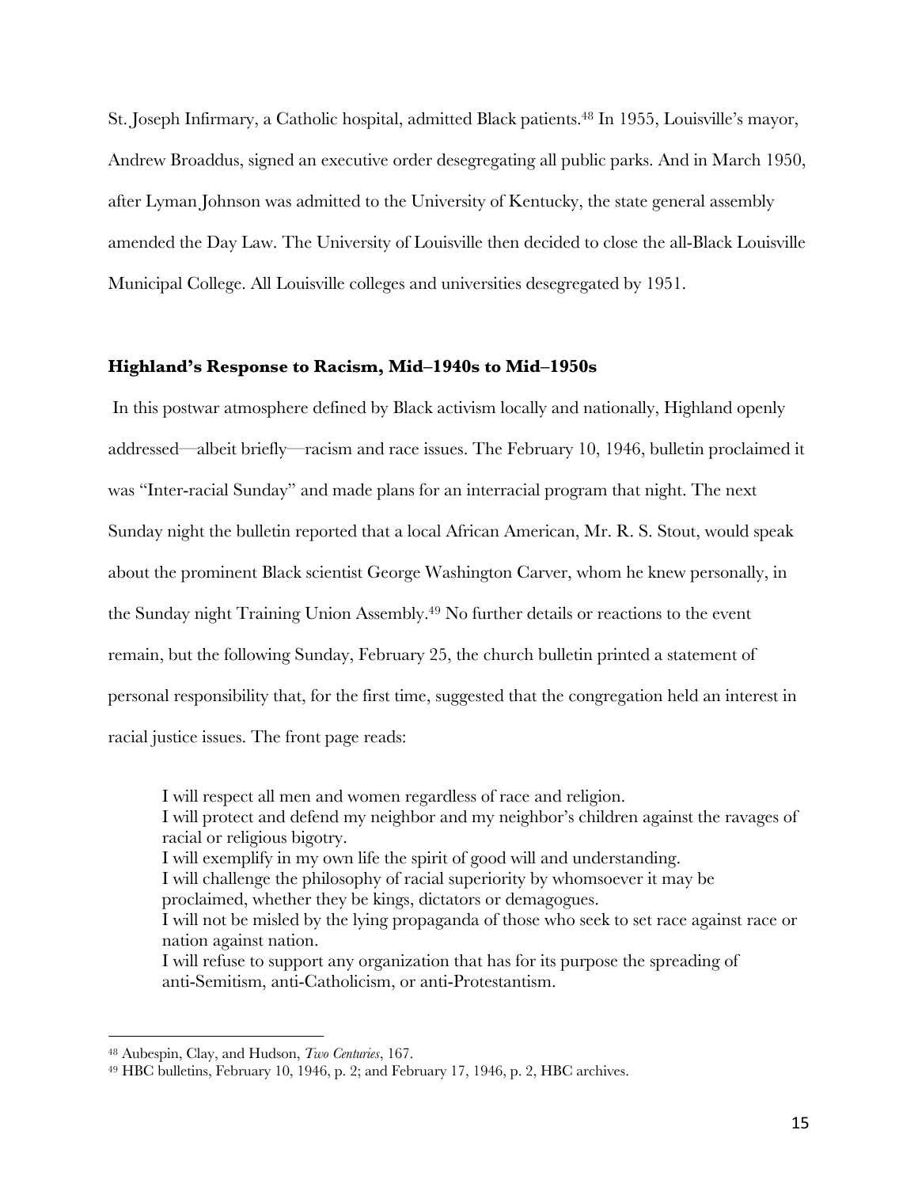St. Joseph Infirmary, a Catholic hospital, admitted Black patients.[48] In 1955, Louisville's mayor, Andrew Broaddus, signed an executive order desegregating all public parks. And in March 1950, after Lyman Johnson was admitted to the University of Kentucky, the state general assembly amended the Day Law. The University of Louisville then decided to close the all-Black Louisville Municipal College. All Louisville colleges and universities desegregated by 1951.

### Highland's Response to Racism, Mid–1940s to Mid–1950s

In this postwar atmosphere defined by Black activism locally and nationally, Highland openly addressed—albeit briefly—racism and race issues. The February 10, 1946, bulletin proclaimed it was "Inter-racial Sunday" and made plans for an interracial program that night. The next Sunday night the bulletin reported that a local African American, Mr. R. S. Stout, would speak about the prominent Black scientist George Washington Carver, whom he knew personally, in the Sunday night Training Union Assembly.[49] No further details or reactions to the event remain, but the following Sunday, February 25, the church bulletin printed a statement of personal responsibility that, for the first time, suggested that the congregation held an interest in racial justice issues. The front page reads:

> I will respect all men and women regardless of race and religion.
> I will protect and defend my neighbor and my neighbor's children against the ravages of racial or religious bigotry.
> I will exemplify in my own life the spirit of good will and understanding.
> I will challenge the philosophy of racial superiority by whomsoever it may be proclaimed, whether they be kings, dictators or demagogues.
> I will not be misled by the lying propaganda of those who seek to set race against race or nation against nation.
> I will refuse to support any organization that has for its purpose the spreading of anti-Semitism, anti-Catholicism, or anti-Protestantism.

---

[48] Aubespin, Clay, and Hudson, *Two Centuries*, 167.

[49] HBC bulletins, February 10, 1946, p. 2; and February 17, 1946, p. 2, HBC archives.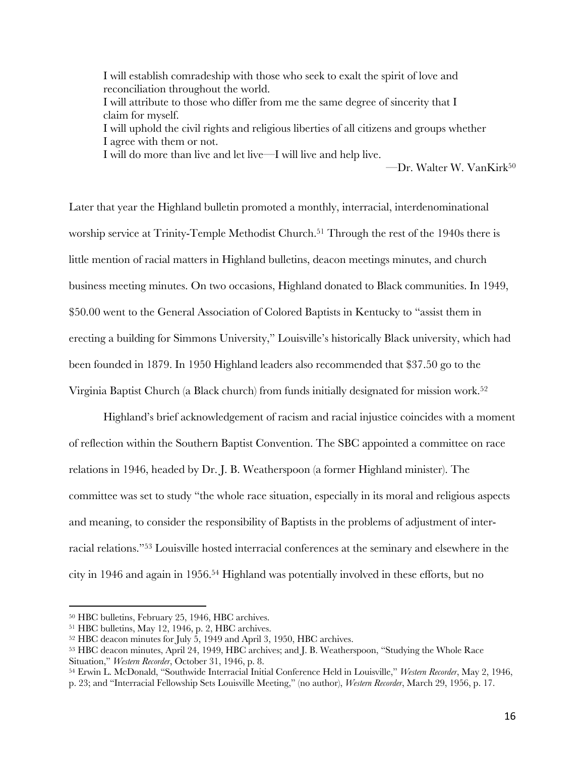> I will establish comradeship with those who seek to exalt the spirit of love and reconciliation throughout the world.
> I will attribute to those who differ from me the same degree of sincerity that I claim for myself.
> I will uphold the civil rights and religious liberties of all citizens and groups whether I agree with them or not.
> I will do more than live and let live—I will live and help live.
>
> —Dr. Walter W. VanKirk[50]

Later that year the Highland bulletin promoted a monthly, interracial, interdenominational worship service at Trinity-Temple Methodist Church.[51] Through the rest of the 1940s there is little mention of racial matters in Highland bulletins, deacon meetings minutes, and church business meeting minutes. On two occasions, Highland donated to Black communities. In 1949, $50.00 went to the General Association of Colored Baptists in Kentucky to "assist them in erecting a building for Simmons University," Louisville's historically Black university, which had been founded in 1879. In 1950 Highland leaders also recommended that $37.50 go to the Virginia Baptist Church (a Black church) from funds initially designated for mission work.[52]

Highland's brief acknowledgement of racism and racial injustice coincides with a moment of reflection within the Southern Baptist Convention. The SBC appointed a committee on race relations in 1946, headed by Dr. J. B. Weatherspoon (a former Highland minister). The committee was set to study "the whole race situation, especially in its moral and religious aspects and meaning, to consider the responsibility of Baptists in the problems of adjustment of inter-racial relations."[53] Louisville hosted interracial conferences at the seminary and elsewhere in the city in 1946 and again in 1956.[54] Highland was potentially involved in these efforts, but no

---

[50] HBC bulletins, February 25, 1946, HBC archives.
[51] HBC bulletins, May 12, 1946, p. 2, HBC archives.
[52] HBC deacon minutes for July 5, 1949 and April 3, 1950, HBC archives.
[53] HBC deacon minutes, April 24, 1949, HBC archives; and J. B. Weatherspoon, "Studying the Whole Race Situation," *Western Recorder*, October 31, 1946, p. 8.
[54] Erwin L. McDonald, "Southwide Interracial Initial Conference Held in Louisville," *Western Recorder*, May 2, 1946, p. 23; and "Interracial Fellowship Sets Louisville Meeting," (no author), *Western Recorder*, March 29, 1956, p. 17.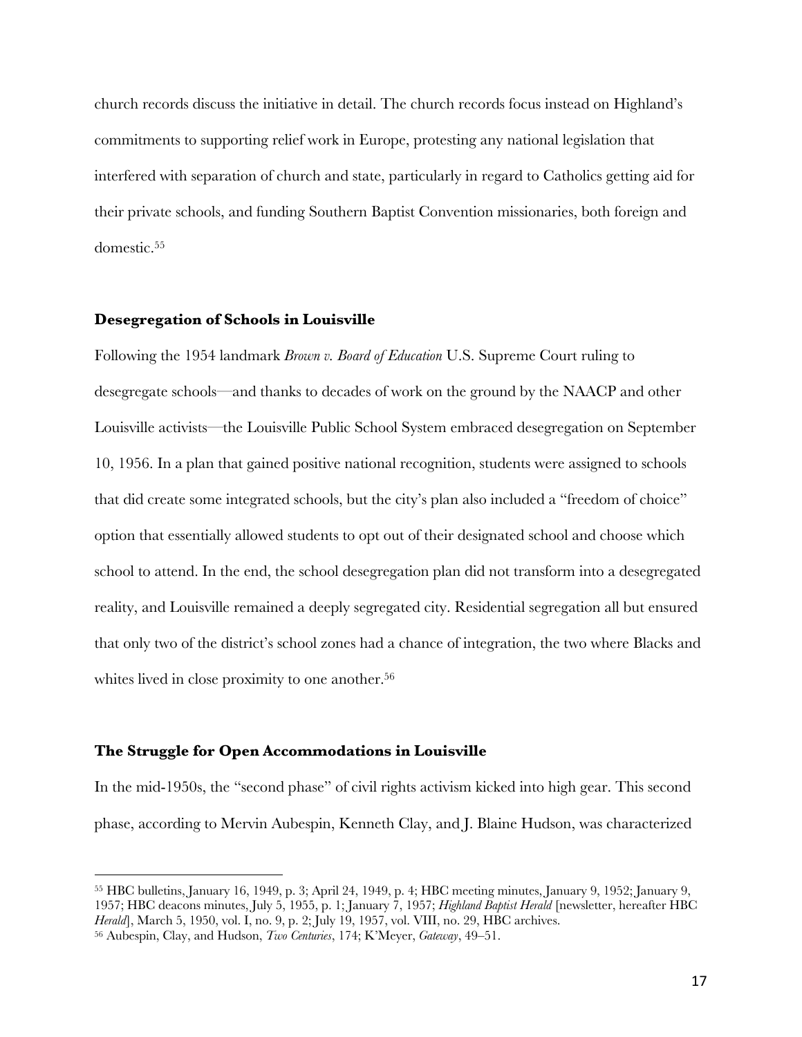church records discuss the initiative in detail. The church records focus instead on Highland's commitments to supporting relief work in Europe, protesting any national legislation that interfered with separation of church and state, particularly in regard to Catholics getting aid for their private schools, and funding Southern Baptist Convention missionaries, both foreign and domestic.[55]

### Desegregation of Schools in Louisville

Following the 1954 landmark *Brown v. Board of Education* U.S. Supreme Court ruling to desegregate schools—and thanks to decades of work on the ground by the NAACP and other Louisville activists—the Louisville Public School System embraced desegregation on September 10, 1956. In a plan that gained positive national recognition, students were assigned to schools that did create some integrated schools, but the city's plan also included a "freedom of choice" option that essentially allowed students to opt out of their designated school and choose which school to attend. In the end, the school desegregation plan did not transform into a desegregated reality, and Louisville remained a deeply segregated city. Residential segregation all but ensured that only two of the district's school zones had a chance of integration, the two where Blacks and whites lived in close proximity to one another.[56]

### The Struggle for Open Accommodations in Louisville

In the mid-1950s, the "second phase" of civil rights activism kicked into high gear. This second phase, according to Mervin Aubespin, Kenneth Clay, and J. Blaine Hudson, was characterized

---

[55] HBC bulletins, January 16, 1949, p. 3; April 24, 1949, p. 4; HBC meeting minutes, January 9, 1952; January 9, 1957; HBC deacons minutes, July 5, 1955, p. 1; January 7, 1957; *Highland Baptist Herald* [newsletter, hereafter HBC *Herald*], March 5, 1950, vol. I, no. 9, p. 2; July 19, 1957, vol. VIII, no. 29, HBC archives.

[56] Aubespin, Clay, and Hudson, *Two Centuries*, 174; K'Meyer, *Gateway*, 49–51.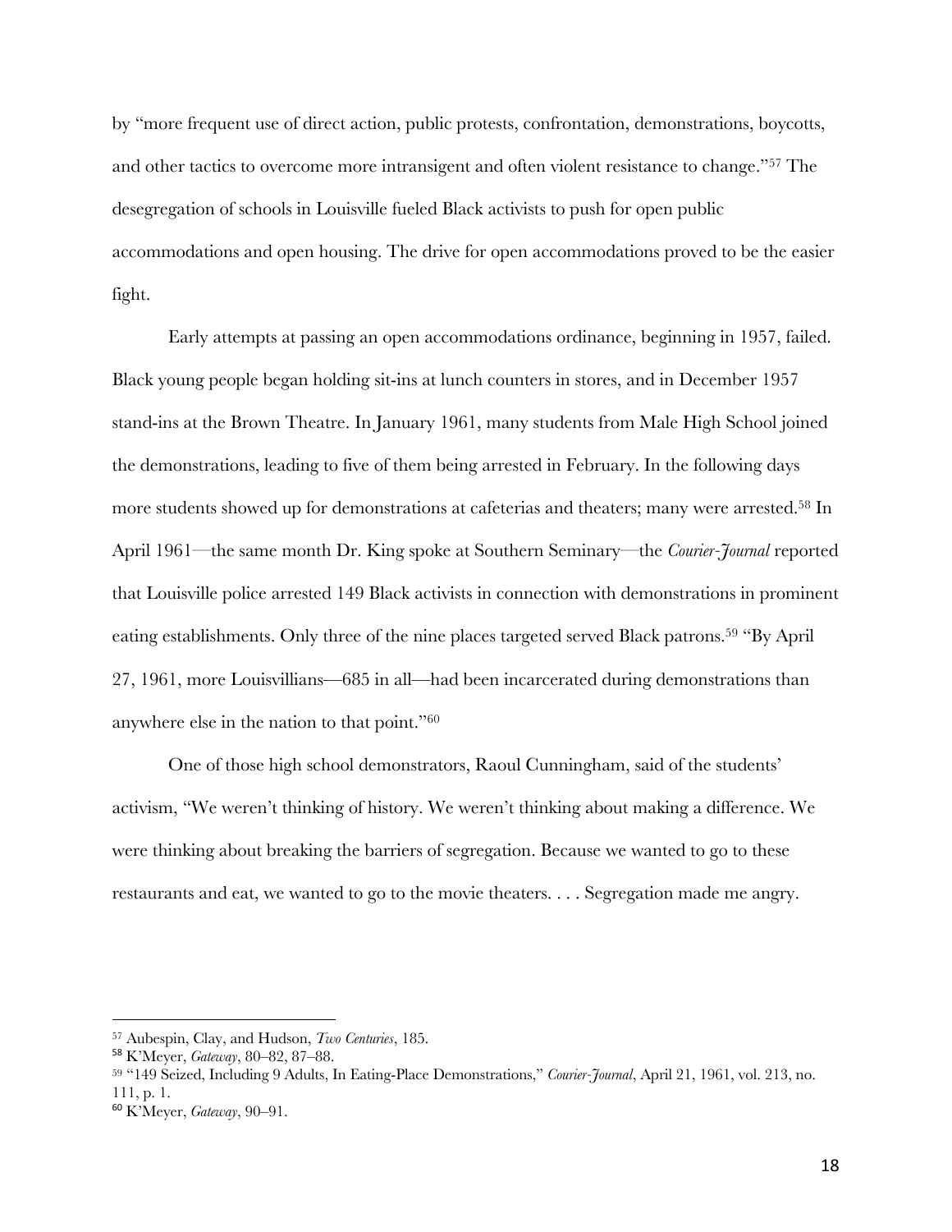by "more frequent use of direct action, public protests, confrontation, demonstrations, boycotts, and other tactics to overcome more intransigent and often violent resistance to change."[57] The desegregation of schools in Louisville fueled Black activists to push for open public accommodations and open housing. The drive for open accommodations proved to be the easier fight.

Early attempts at passing an open accommodations ordinance, beginning in 1957, failed. Black young people began holding sit-ins at lunch counters in stores, and in December 1957 stand-ins at the Brown Theatre. In January 1961, many students from Male High School joined the demonstrations, leading to five of them being arrested in February. In the following days more students showed up for demonstrations at cafeterias and theaters; many were arrested.[58] In April 1961—the same month Dr. King spoke at Southern Seminary—the *Courier-Journal* reported that Louisville police arrested 149 Black activists in connection with demonstrations in prominent eating establishments. Only three of the nine places targeted served Black patrons.[59] "By April 27, 1961, more Louisvillians—685 in all—had been incarcerated during demonstrations than anywhere else in the nation to that point."[60]

One of those high school demonstrators, Raoul Cunningham, said of the students' activism, "We weren't thinking of history. We weren't thinking about making a difference. We were thinking about breaking the barriers of segregation. Because we wanted to go to these restaurants and eat, we wanted to go to the movie theaters. . . . Segregation made me angry.

---

[57] Aubespin, Clay, and Hudson, *Two Centuries*, 185.

[58] K'Meyer, *Gateway*, 80–82, 87–88.

[59] "149 Seized, Including 9 Adults, In Eating-Place Demonstrations," *Courier-Journal*, April 21, 1961, vol. 213, no. 111, p. 1.

[60] K'Meyer, *Gateway*, 90–91.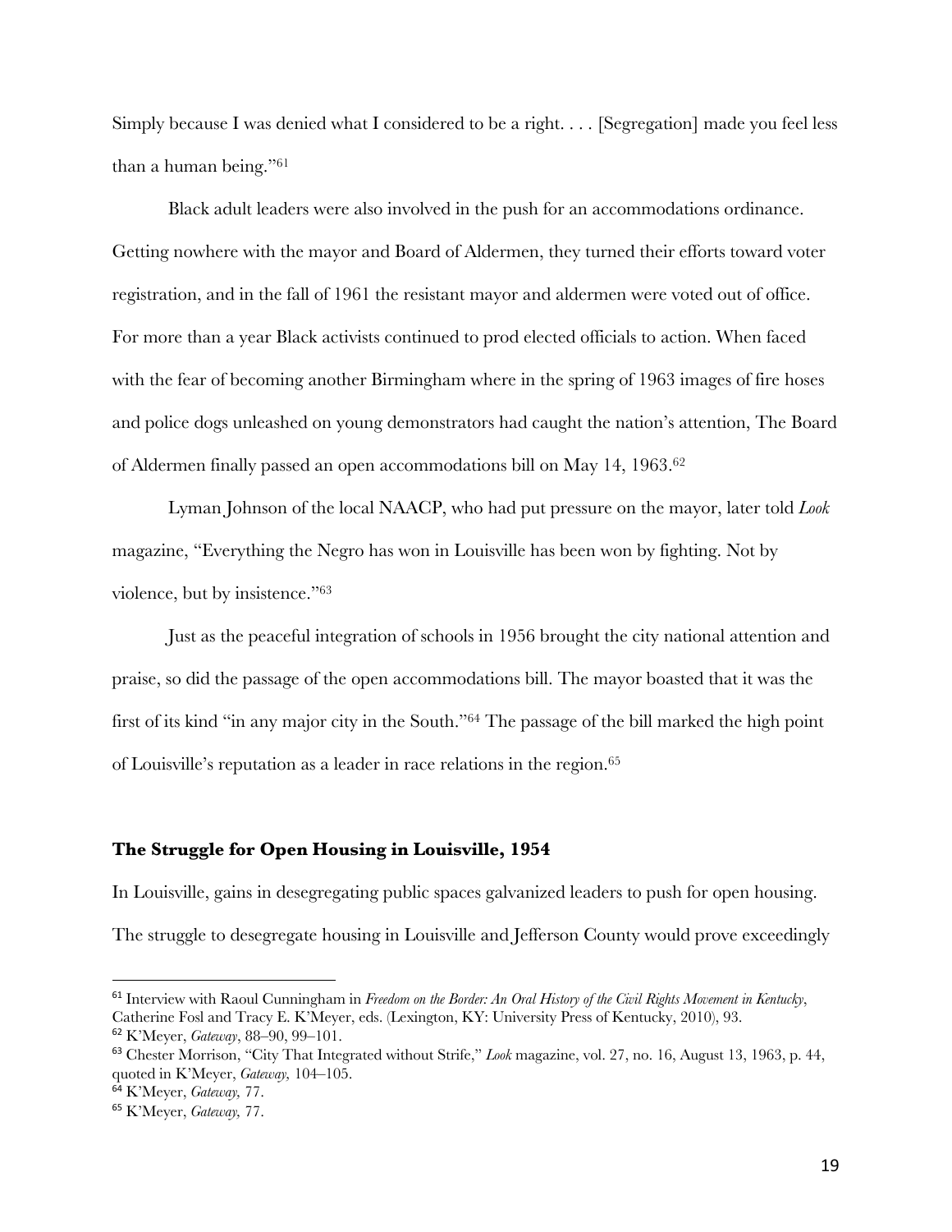Simply because I was denied what I considered to be a right. . . . [Segregation] made you feel less than a human being."[61]

Black adult leaders were also involved in the push for an accommodations ordinance. Getting nowhere with the mayor and Board of Aldermen, they turned their efforts toward voter registration, and in the fall of 1961 the resistant mayor and aldermen were voted out of office. For more than a year Black activists continued to prod elected officials to action. When faced with the fear of becoming another Birmingham where in the spring of 1963 images of fire hoses and police dogs unleashed on young demonstrators had caught the nation's attention, The Board of Aldermen finally passed an open accommodations bill on May 14, 1963.[62]

Lyman Johnson of the local NAACP, who had put pressure on the mayor, later told *Look* magazine, "Everything the Negro has won in Louisville has been won by fighting. Not by violence, but by insistence."[63]

Just as the peaceful integration of schools in 1956 brought the city national attention and praise, so did the passage of the open accommodations bill. The mayor boasted that it was the first of its kind "in any major city in the South."[64] The passage of the bill marked the high point of Louisville's reputation as a leader in race relations in the region.[65]

### The Struggle for Open Housing in Louisville, 1954

In Louisville, gains in desegregating public spaces galvanized leaders to push for open housing. The struggle to desegregate housing in Louisville and Jefferson County would prove exceedingly

---

[61] Interview with Raoul Cunningham in *Freedom on the Border: An Oral History of the Civil Rights Movement in Kentucky*, Catherine Fosl and Tracy E. K'Meyer, eds. (Lexington, KY: University Press of Kentucky, 2010), 93.

[62] K'Meyer, *Gateway*, 88–90, 99–101.

[63] Chester Morrison, "City That Integrated without Strife," *Look* magazine, vol. 27, no. 16, August 13, 1963, p. 44, quoted in K'Meyer, *Gateway,* 104–105.

[64] K'Meyer, *Gateway,* 77.

[65] K'Meyer, *Gateway,* 77.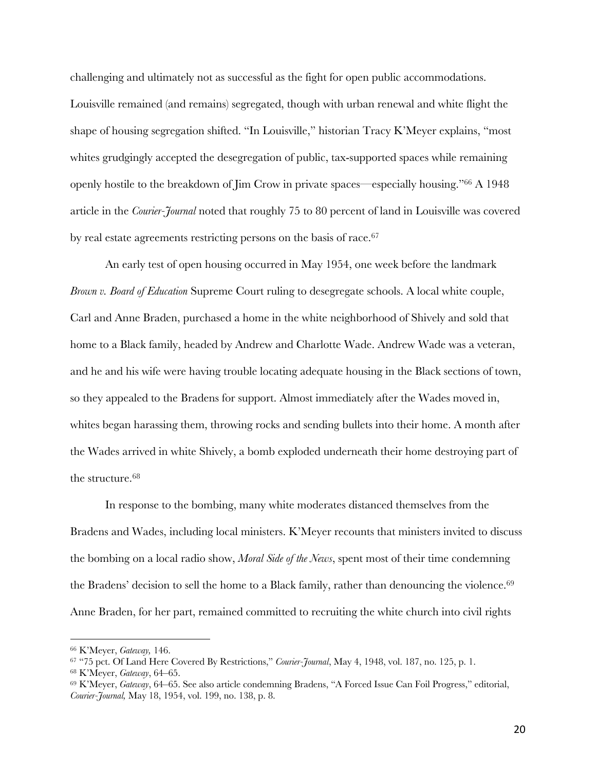challenging and ultimately not as successful as the fight for open public accommodations. Louisville remained (and remains) segregated, though with urban renewal and white flight the shape of housing segregation shifted. "In Louisville," historian Tracy K'Meyer explains, "most whites grudgingly accepted the desegregation of public, tax-supported spaces while remaining openly hostile to the breakdown of Jim Crow in private spaces—especially housing."[66] A 1948 article in the *Courier-Journal* noted that roughly 75 to 80 percent of land in Louisville was covered by real estate agreements restricting persons on the basis of race.[67]

An early test of open housing occurred in May 1954, one week before the landmark *Brown v. Board of Education* Supreme Court ruling to desegregate schools. A local white couple, Carl and Anne Braden, purchased a home in the white neighborhood of Shively and sold that home to a Black family, headed by Andrew and Charlotte Wade. Andrew Wade was a veteran, and he and his wife were having trouble locating adequate housing in the Black sections of town, so they appealed to the Bradens for support. Almost immediately after the Wades moved in, whites began harassing them, throwing rocks and sending bullets into their home. A month after the Wades arrived in white Shively, a bomb exploded underneath their home destroying part of the structure.[68]

In response to the bombing, many white moderates distanced themselves from the Bradens and Wades, including local ministers. K'Meyer recounts that ministers invited to discuss the bombing on a local radio show, *Moral Side of the News*, spent most of their time condemning the Bradens' decision to sell the home to a Black family, rather than denouncing the violence.[69] Anne Braden, for her part, remained committed to recruiting the white church into civil rights

---

[66] K'Meyer, *Gateway*, 146.

[67] "75 pct. Of Land Here Covered By Restrictions," *Courier-Journal*, May 4, 1948, vol. 187, no. 125, p. 1.

[68] K'Meyer, *Gateway*, 64–65.

[69] K'Meyer, *Gateway*, 64–65. See also article condemning Bradens, "A Forced Issue Can Foil Progress," editorial, *Courier-Journal,* May 18, 1954, vol. 199, no. 138, p. 8.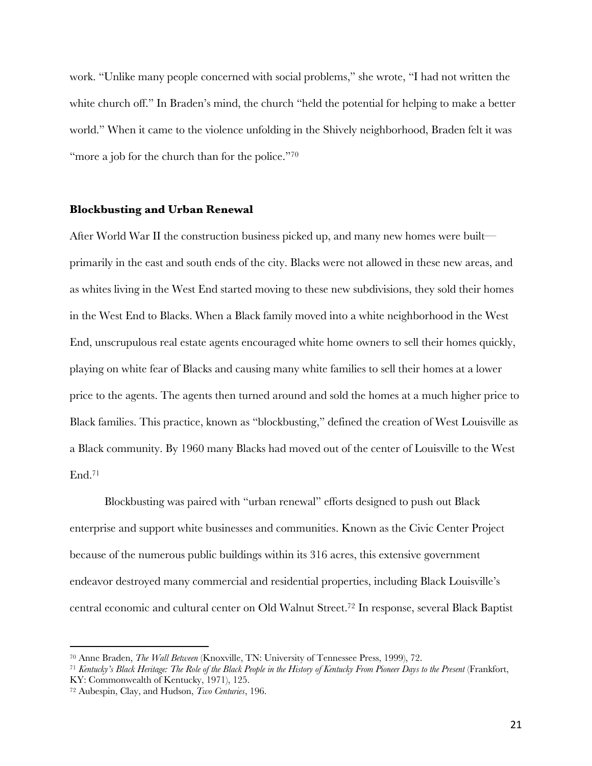work. "Unlike many people concerned with social problems," she wrote, "I had not written the white church off." In Braden's mind, the church "held the potential for helping to make a better world." When it came to the violence unfolding in the Shively neighborhood, Braden felt it was "more a job for the church than for the police."[70]

### Blockbusting and Urban Renewal

After World War II the construction business picked up, and many new homes were built—primarily in the east and south ends of the city. Blacks were not allowed in these new areas, and as whites living in the West End started moving to these new subdivisions, they sold their homes in the West End to Blacks. When a Black family moved into a white neighborhood in the West End, unscrupulous real estate agents encouraged white home owners to sell their homes quickly, playing on white fear of Blacks and causing many white families to sell their homes at a lower price to the agents. The agents then turned around and sold the homes at a much higher price to Black families. This practice, known as "blockbusting," defined the creation of West Louisville as a Black community. By 1960 many Blacks had moved out of the center of Louisville to the West End.[71]

Blockbusting was paired with "urban renewal" efforts designed to push out Black enterprise and support white businesses and communities. Known as the Civic Center Project because of the numerous public buildings within its 316 acres, this extensive government endeavor destroyed many commercial and residential properties, including Black Louisville's central economic and cultural center on Old Walnut Street.[72] In response, several Black Baptist

---

[70] Anne Braden, *The Wall Between* (Knoxville, TN: University of Tennessee Press, 1999), 72.

[71] *Kentucky's Black Heritage: The Role of the Black People in the History of Kentucky From Pioneer Days to the Present* (Frankfort, KY: Commonwealth of Kentucky, 1971), 125.

[72] Aubespin, Clay, and Hudson, *Two Centuries*, 196.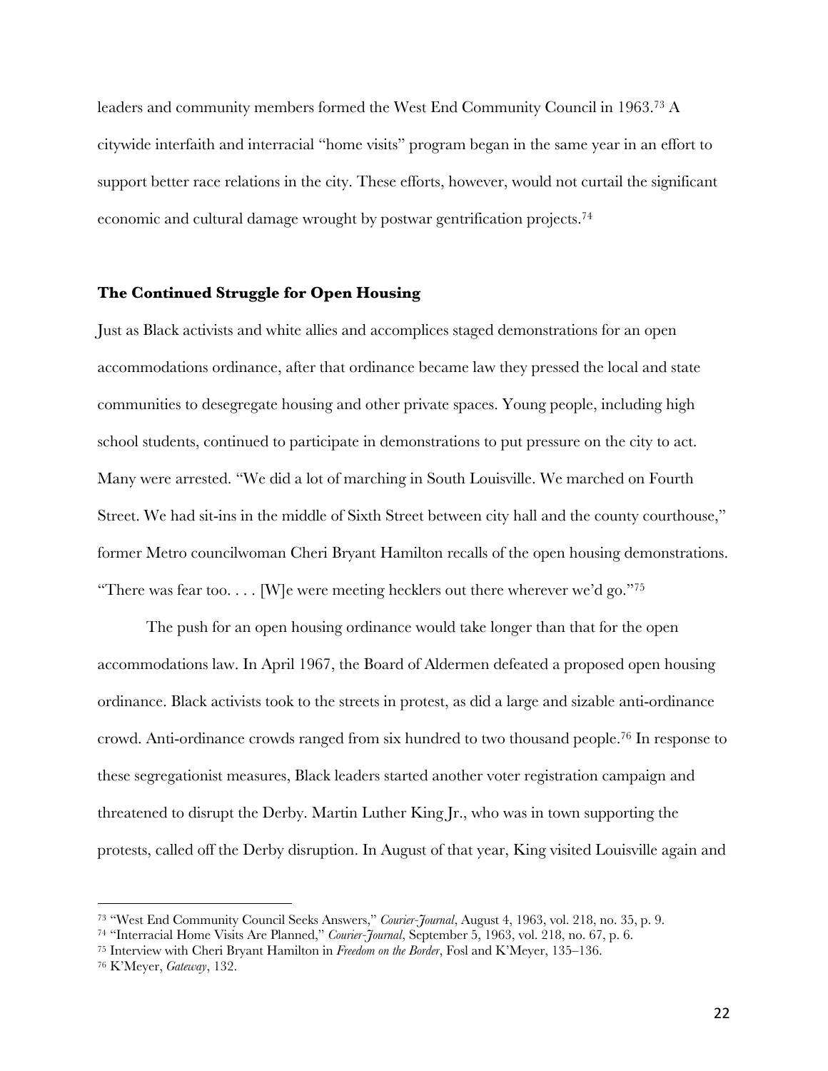leaders and community members formed the West End Community Council in 1963.[73] A citywide interfaith and interracial "home visits" program began in the same year in an effort to support better race relations in the city. These efforts, however, would not curtail the significant economic and cultural damage wrought by postwar gentrification projects.[74]

## The Continued Struggle for Open Housing

Just as Black activists and white allies and accomplices staged demonstrations for an open accommodations ordinance, after that ordinance became law they pressed the local and state communities to desegregate housing and other private spaces. Young people, including high school students, continued to participate in demonstrations to put pressure on the city to act. Many were arrested. "We did a lot of marching in South Louisville. We marched on Fourth Street. We had sit-ins in the middle of Sixth Street between city hall and the county courthouse," former Metro councilwoman Cheri Bryant Hamilton recalls of the open housing demonstrations. "There was fear too. . . . [W]e were meeting hecklers out there wherever we'd go."[75]

The push for an open housing ordinance would take longer than that for the open accommodations law. In April 1967, the Board of Aldermen defeated a proposed open housing ordinance. Black activists took to the streets in protest, as did a large and sizable anti-ordinance crowd. Anti-ordinance crowds ranged from six hundred to two thousand people.[76] In response to these segregationist measures, Black leaders started another voter registration campaign and threatened to disrupt the Derby. Martin Luther King Jr., who was in town supporting the protests, called off the Derby disruption. In August of that year, King visited Louisville again and

---

[73] "West End Community Council Seeks Answers," *Courier-Journal*, August 4, 1963, vol. 218, no. 35, p. 9.

[74] "Interracial Home Visits Are Planned," *Courier-Journal*, September 5, 1963, vol. 218, no. 67, p. 6.

[75] Interview with Cheri Bryant Hamilton in *Freedom on the Border*, Fosl and K'Meyer, 135–136.

[76] K'Meyer, *Gateway*, 132.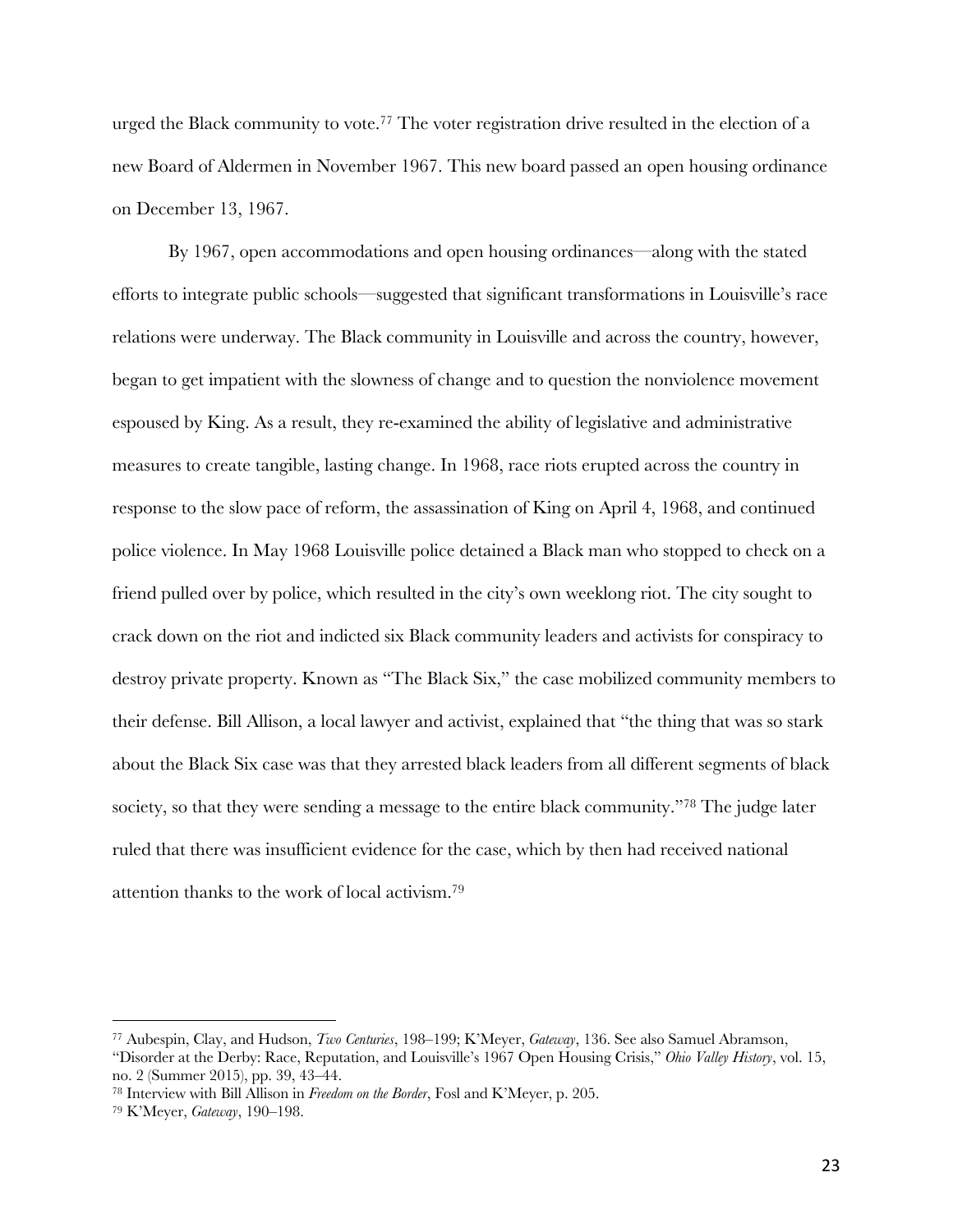urged the Black community to vote.[77] The voter registration drive resulted in the election of a new Board of Aldermen in November 1967. This new board passed an open housing ordinance on December 13, 1967.

By 1967, open accommodations and open housing ordinances—along with the stated efforts to integrate public schools—suggested that significant transformations in Louisville's race relations were underway. The Black community in Louisville and across the country, however, began to get impatient with the slowness of change and to question the nonviolence movement espoused by King. As a result, they re-examined the ability of legislative and administrative measures to create tangible, lasting change. In 1968, race riots erupted across the country in response to the slow pace of reform, the assassination of King on April 4, 1968, and continued police violence. In May 1968 Louisville police detained a Black man who stopped to check on a friend pulled over by police, which resulted in the city's own weeklong riot. The city sought to crack down on the riot and indicted six Black community leaders and activists for conspiracy to destroy private property. Known as "The Black Six," the case mobilized community members to their defense. Bill Allison, a local lawyer and activist, explained that "the thing that was so stark about the Black Six case was that they arrested black leaders from all different segments of black society, so that they were sending a message to the entire black community."[78] The judge later ruled that there was insufficient evidence for the case, which by then had received national attention thanks to the work of local activism.[79]

---

[77] Aubespin, Clay, and Hudson, *Two Centuries*, 198–199; K'Meyer, *Gateway*, 136. See also Samuel Abramson, "Disorder at the Derby: Race, Reputation, and Louisville's 1967 Open Housing Crisis," *Ohio Valley History*, vol. 15, no. 2 (Summer 2015), pp. 39, 43–44.

[78] Interview with Bill Allison in *Freedom on the Border*, Fosl and K'Meyer, p. 205.

[79] K'Meyer, *Gateway*, 190–198.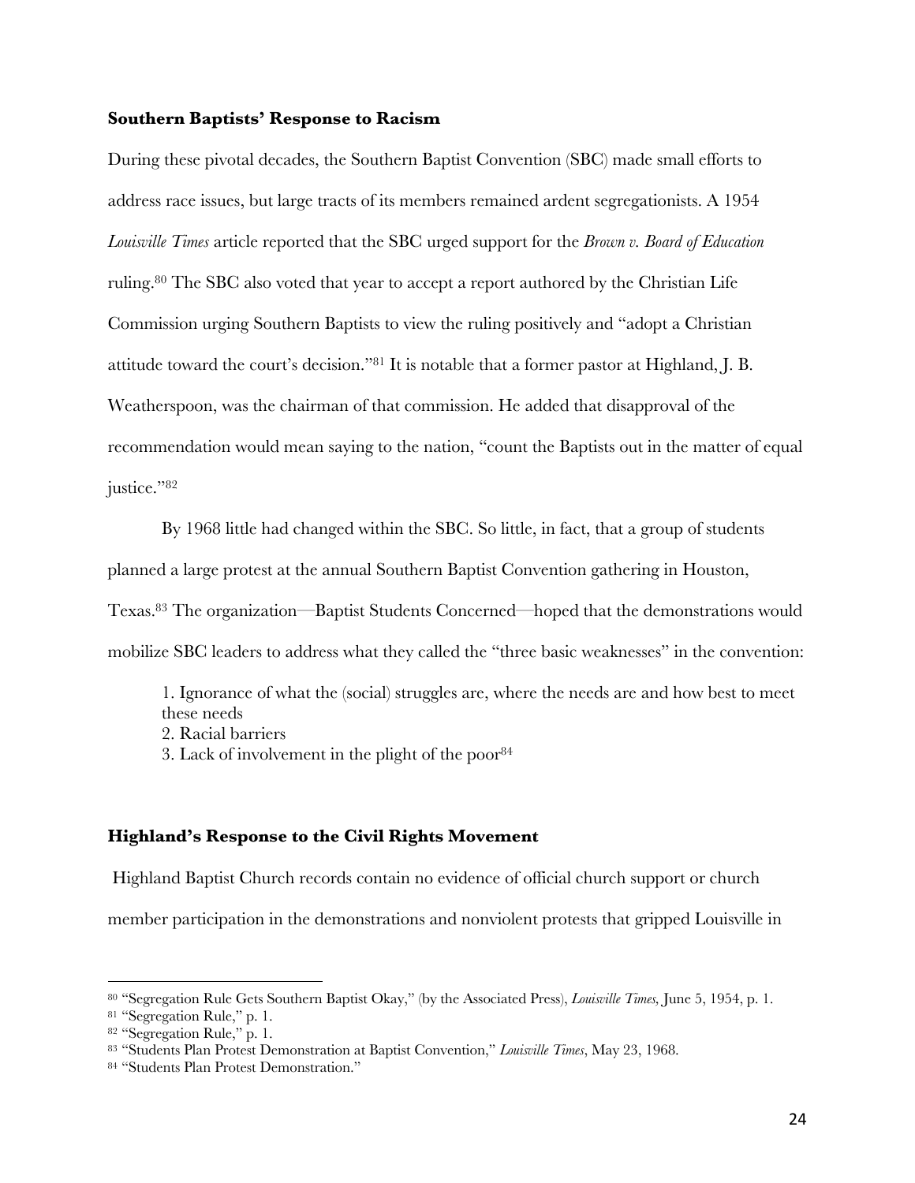**Southern Baptists' Response to Racism**

During these pivotal decades, the Southern Baptist Convention (SBC) made small efforts to address race issues, but large tracts of its members remained ardent segregationists. A 1954 *Louisville Times* article reported that the SBC urged support for the *Brown v. Board of Education* ruling.[80] The SBC also voted that year to accept a report authored by the Christian Life Commission urging Southern Baptists to view the ruling positively and "adopt a Christian attitude toward the court's decision."[81] It is notable that a former pastor at Highland, J. B. Weatherspoon, was the chairman of that commission. He added that disapproval of the recommendation would mean saying to the nation, "count the Baptists out in the matter of equal justice."[82]

By 1968 little had changed within the SBC. So little, in fact, that a group of students planned a large protest at the annual Southern Baptist Convention gathering in Houston, Texas.[83] The organization—Baptist Students Concerned—hoped that the demonstrations would mobilize SBC leaders to address what they called the "three basic weaknesses" in the convention:

> 1. Ignorance of what the (social) struggles are, where the needs are and how best to meet these needs
> 2. Racial barriers
> 3. Lack of involvement in the plight of the poor[84]

**Highland's Response to the Civil Rights Movement**

Highland Baptist Church records contain no evidence of official church support or church member participation in the demonstrations and nonviolent protests that gripped Louisville in

---

[80] "Segregation Rule Gets Southern Baptist Okay," (by the Associated Press), *Louisville Times*, June 5, 1954, p. 1.

[81] "Segregation Rule," p. 1.

[82] "Segregation Rule," p. 1.

[83] "Students Plan Protest Demonstration at Baptist Convention," *Louisville Times*, May 23, 1968.

[84] "Students Plan Protest Demonstration."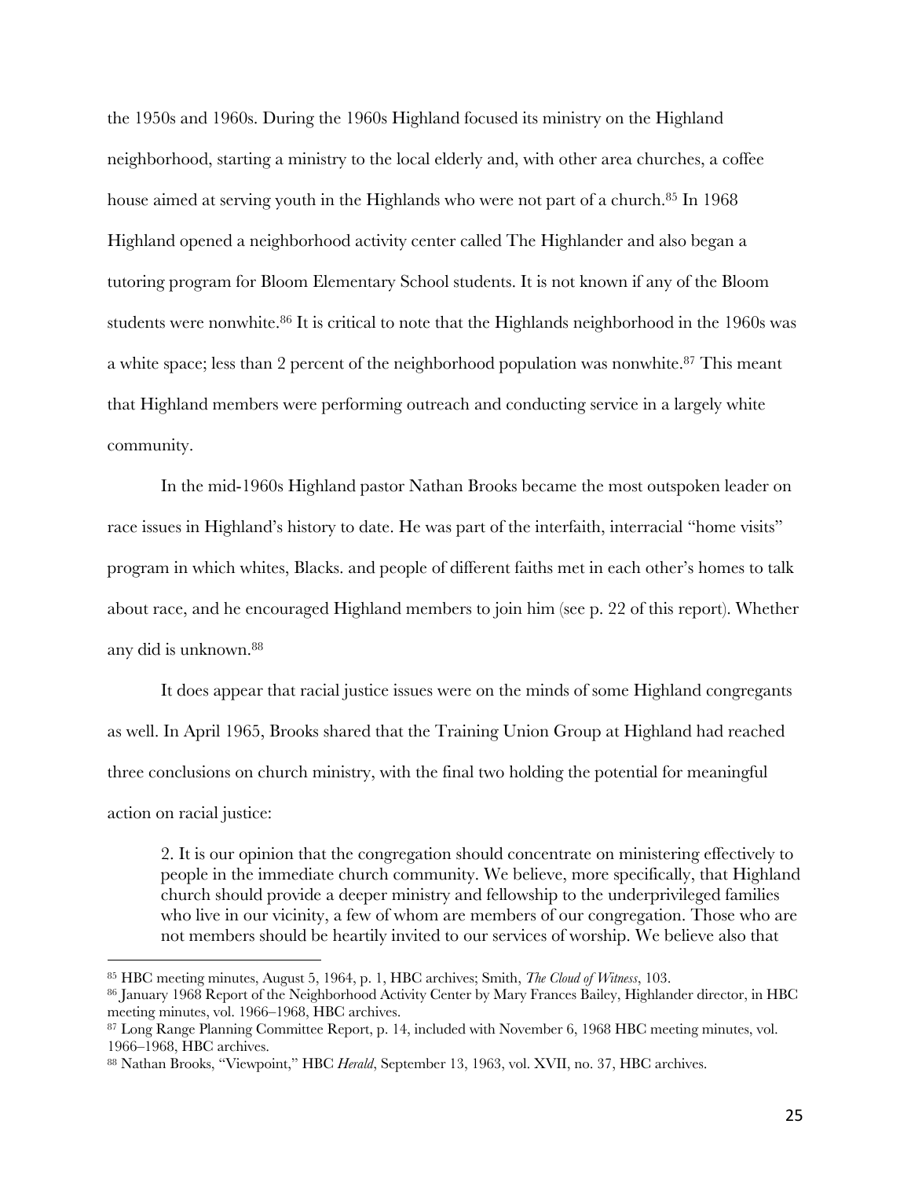the 1950s and 1960s. During the 1960s Highland focused its ministry on the Highland neighborhood, starting a ministry to the local elderly and, with other area churches, a coffee house aimed at serving youth in the Highlands who were not part of a church.[85] In 1968 Highland opened a neighborhood activity center called The Highlander and also began a tutoring program for Bloom Elementary School students. It is not known if any of the Bloom students were nonwhite.[86] It is critical to note that the Highlands neighborhood in the 1960s was a white space; less than 2 percent of the neighborhood population was nonwhite.[87] This meant that Highland members were performing outreach and conducting service in a largely white community.

In the mid-1960s Highland pastor Nathan Brooks became the most outspoken leader on race issues in Highland's history to date. He was part of the interfaith, interracial "home visits" program in which whites, Blacks. and people of different faiths met in each other's homes to talk about race, and he encouraged Highland members to join him (see p. 22 of this report). Whether any did is unknown.[88]

It does appear that racial justice issues were on the minds of some Highland congregants as well. In April 1965, Brooks shared that the Training Union Group at Highland had reached three conclusions on church ministry, with the final two holding the potential for meaningful action on racial justice:

> 2. It is our opinion that the congregation should concentrate on ministering effectively to people in the immediate church community. We believe, more specifically, that Highland church should provide a deeper ministry and fellowship to the underprivileged families who live in our vicinity, a few of whom are members of our congregation. Those who are not members should be heartily invited to our services of worship. We believe also that

---

[85] HBC meeting minutes, August 5, 1964, p. 1, HBC archives; Smith, *The Cloud of Witness*, 103.

[86] January 1968 Report of the Neighborhood Activity Center by Mary Frances Bailey, Highlander director, in HBC meeting minutes, vol. 1966–1968, HBC archives.

[87] Long Range Planning Committee Report, p. 14, included with November 6, 1968 HBC meeting minutes, vol. 1966–1968, HBC archives.

[88] Nathan Brooks, "Viewpoint," HBC *Herald*, September 13, 1963, vol. XVII, no. 37, HBC archives.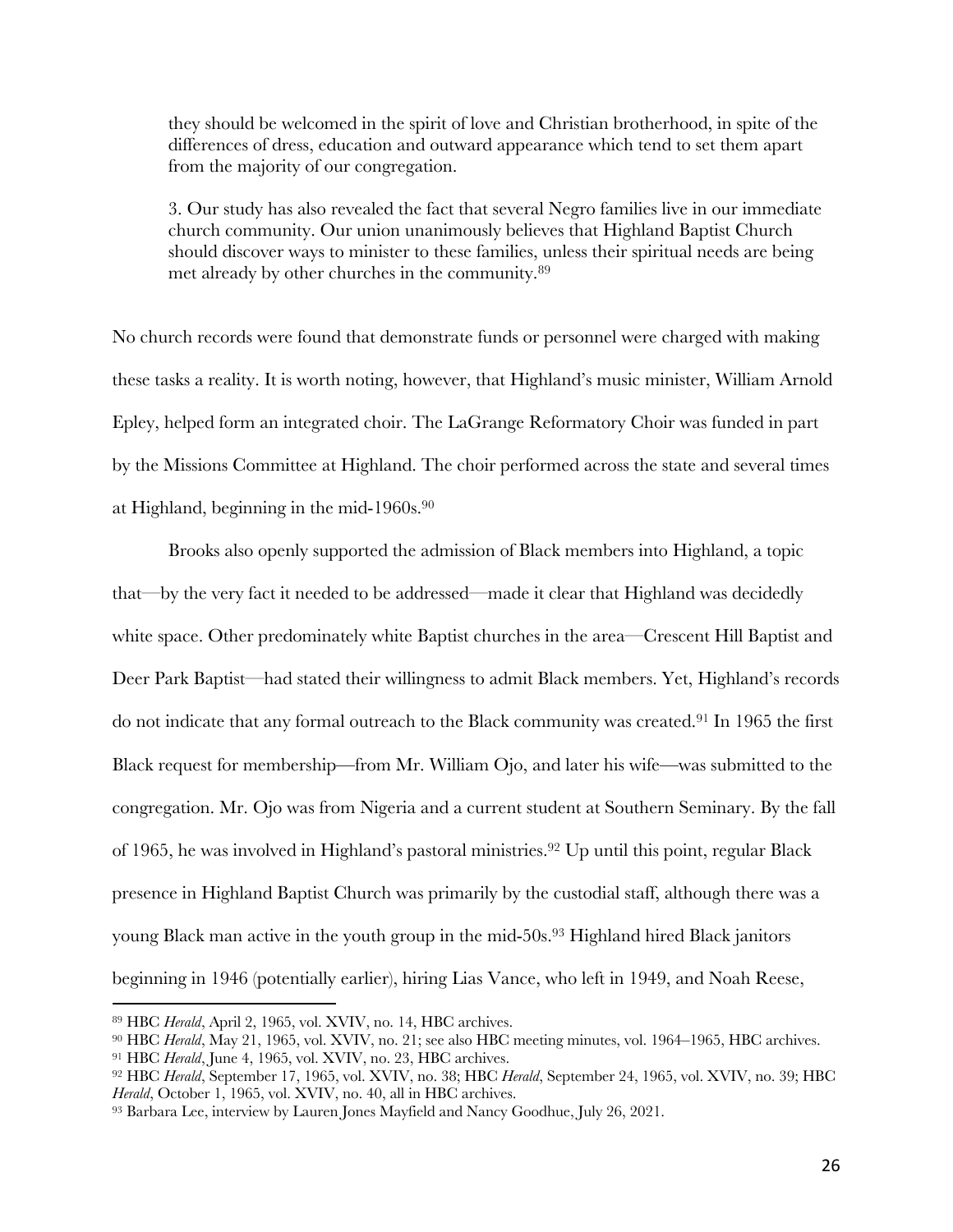> they should be welcomed in the spirit of love and Christian brotherhood, in spite of the differences of dress, education and outward appearance which tend to set them apart from the majority of our congregation.
>
> 3. Our study has also revealed the fact that several Negro families live in our immediate church community. Our union unanimously believes that Highland Baptist Church should discover ways to minister to these families, unless their spiritual needs are being met already by other churches in the community.[89]

No church records were found that demonstrate funds or personnel were charged with making these tasks a reality. It is worth noting, however, that Highland's music minister, William Arnold Epley, helped form an integrated choir. The LaGrange Reformatory Choir was funded in part by the Missions Committee at Highland. The choir performed across the state and several times at Highland, beginning in the mid-1960s.[90]

Brooks also openly supported the admission of Black members into Highland, a topic that—by the very fact it needed to be addressed—made it clear that Highland was decidedly white space. Other predominately white Baptist churches in the area—Crescent Hill Baptist and Deer Park Baptist—had stated their willingness to admit Black members. Yet, Highland's records do not indicate that any formal outreach to the Black community was created.[91] In 1965 the first Black request for membership—from Mr. William Ojo, and later his wife—was submitted to the congregation. Mr. Ojo was from Nigeria and a current student at Southern Seminary. By the fall of 1965, he was involved in Highland's pastoral ministries.[92] Up until this point, regular Black presence in Highland Baptist Church was primarily by the custodial staff, although there was a young Black man active in the youth group in the mid-50s.[93] Highland hired Black janitors beginning in 1946 (potentially earlier), hiring Lias Vance, who left in 1949, and Noah Reese,

---

[89] HBC *Herald*, April 2, 1965, vol. XVIV, no. 14, HBC archives.

[90] HBC *Herald*, May 21, 1965, vol. XVIV, no. 21; see also HBC meeting minutes, vol. 1964–1965, HBC archives.

[91] HBC *Herald*, June 4, 1965, vol. XVIV, no. 23, HBC archives.

[92] HBC *Herald*, September 17, 1965, vol. XVIV, no. 38; HBC *Herald*, September 24, 1965, vol. XVIV, no. 39; HBC *Herald*, October 1, 1965, vol. XVIV, no. 40, all in HBC archives.

[93] Barbara Lee, interview by Lauren Jones Mayfield and Nancy Goodhue, July 26, 2021.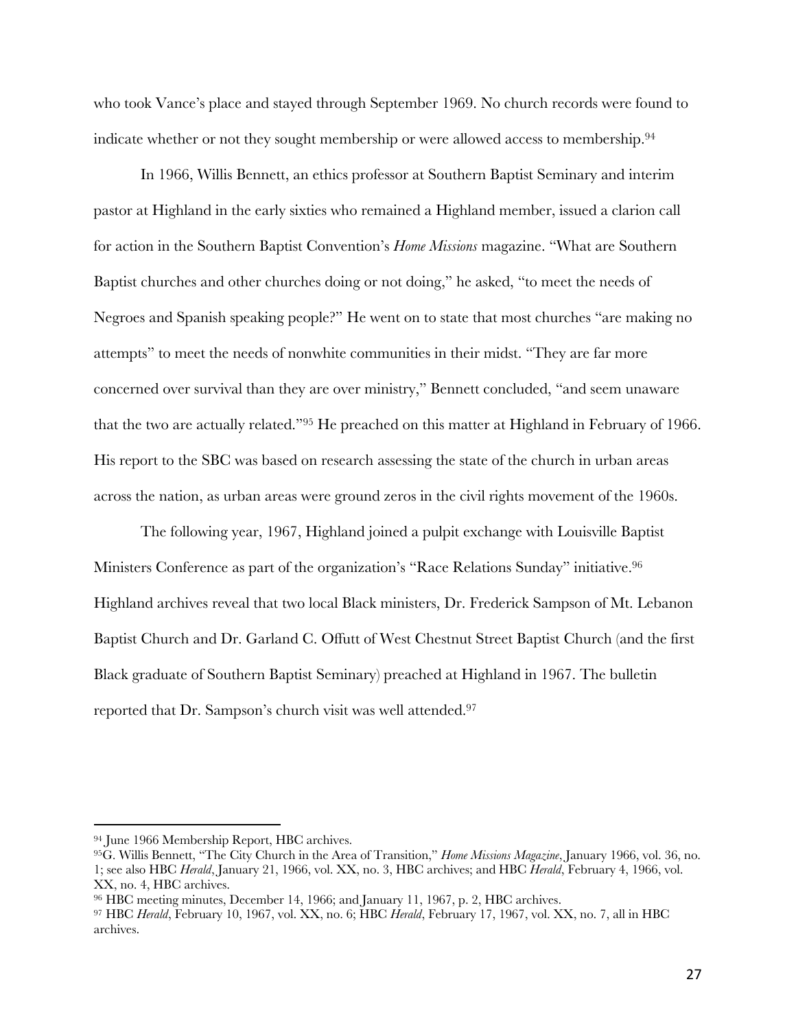who took Vance's place and stayed through September 1969. No church records were found to indicate whether or not they sought membership or were allowed access to membership.[94]

In 1966, Willis Bennett, an ethics professor at Southern Baptist Seminary and interim pastor at Highland in the early sixties who remained a Highland member, issued a clarion call for action in the Southern Baptist Convention's *Home Missions* magazine. "What are Southern Baptist churches and other churches doing or not doing," he asked, "to meet the needs of Negroes and Spanish speaking people?" He went on to state that most churches "are making no attempts" to meet the needs of nonwhite communities in their midst. "They are far more concerned over survival than they are over ministry," Bennett concluded, "and seem unaware that the two are actually related."[95] He preached on this matter at Highland in February of 1966. His report to the SBC was based on research assessing the state of the church in urban areas across the nation, as urban areas were ground zeros in the civil rights movement of the 1960s.

The following year, 1967, Highland joined a pulpit exchange with Louisville Baptist Ministers Conference as part of the organization's "Race Relations Sunday" initiative.[96] Highland archives reveal that two local Black ministers, Dr. Frederick Sampson of Mt. Lebanon Baptist Church and Dr. Garland C. Offutt of West Chestnut Street Baptist Church (and the first Black graduate of Southern Baptist Seminary) preached at Highland in 1967. The bulletin reported that Dr. Sampson's church visit was well attended.[97]

---

[94] June 1966 Membership Report, HBC archives.

[95] G. Willis Bennett, "The City Church in the Area of Transition," *Home Missions Magazine*, January 1966, vol. 36, no. 1; see also HBC *Herald*, January 21, 1966, vol. XX, no. 3, HBC archives; and HBC *Herald*, February 4, 1966, vol. XX, no. 4, HBC archives.

[96] HBC meeting minutes, December 14, 1966; and January 11, 1967, p. 2, HBC archives.

[97] HBC *Herald*, February 10, 1967, vol. XX, no. 6; HBC *Herald*, February 17, 1967, vol. XX, no. 7, all in HBC archives.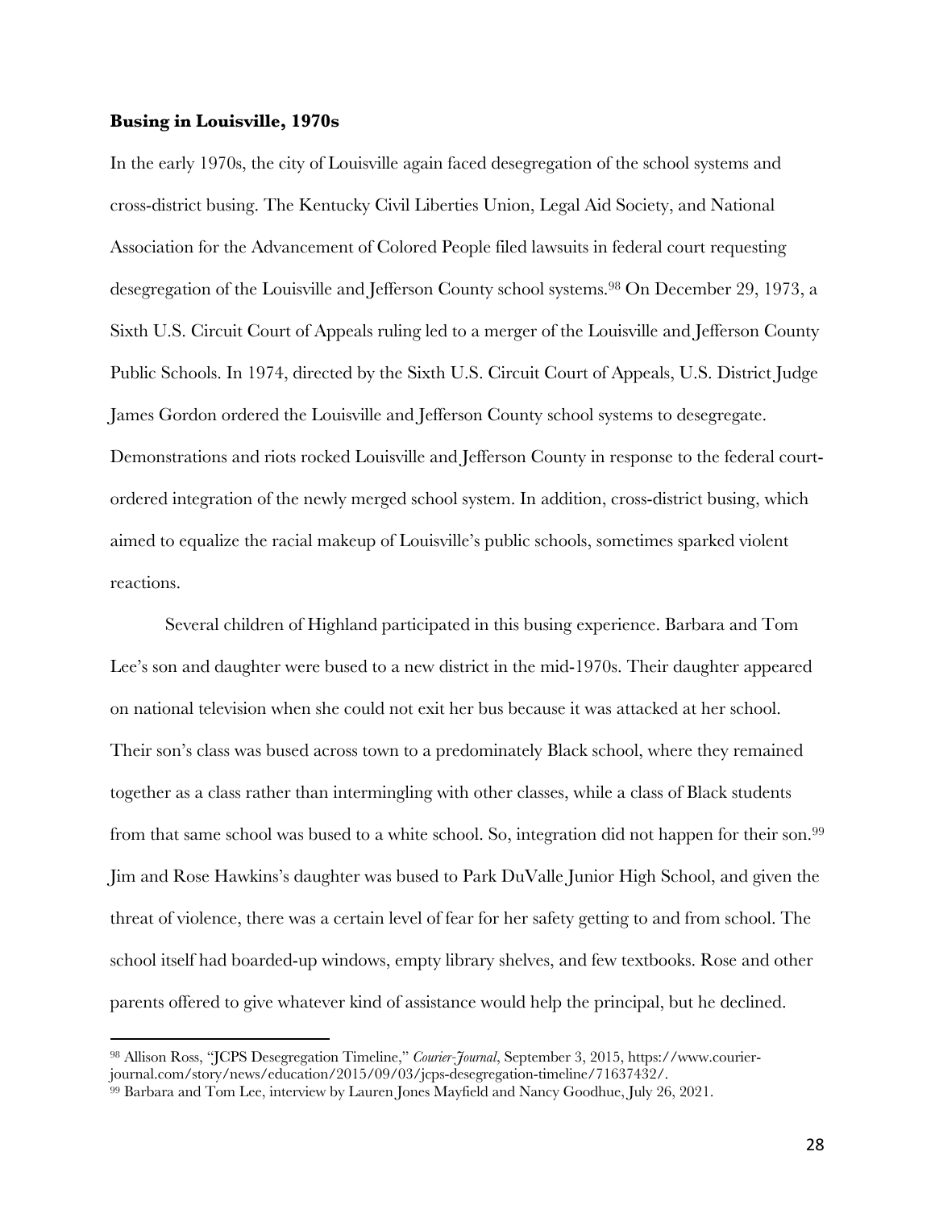### **Busing in Louisville, 1970s**

In the early 1970s, the city of Louisville again faced desegregation of the school systems and cross-district busing. The Kentucky Civil Liberties Union, Legal Aid Society, and National Association for the Advancement of Colored People filed lawsuits in federal court requesting desegregation of the Louisville and Jefferson County school systems.[98] On December 29, 1973, a Sixth U.S. Circuit Court of Appeals ruling led to a merger of the Louisville and Jefferson County Public Schools. In 1974, directed by the Sixth U.S. Circuit Court of Appeals, U.S. District Judge James Gordon ordered the Louisville and Jefferson County school systems to desegregate. Demonstrations and riots rocked Louisville and Jefferson County in response to the federal court-ordered integration of the newly merged school system. In addition, cross-district busing, which aimed to equalize the racial makeup of Louisville's public schools, sometimes sparked violent reactions.

Several children of Highland participated in this busing experience. Barbara and Tom Lee's son and daughter were bused to a new district in the mid-1970s. Their daughter appeared on national television when she could not exit her bus because it was attacked at her school. Their son's class was bused across town to a predominately Black school, where they remained together as a class rather than intermingling with other classes, while a class of Black students from that same school was bused to a white school. So, integration did not happen for their son.[99] Jim and Rose Hawkins's daughter was bused to Park DuValle Junior High School, and given the threat of violence, there was a certain level of fear for her safety getting to and from school. The school itself had boarded-up windows, empty library shelves, and few textbooks. Rose and other parents offered to give whatever kind of assistance would help the principal, but he declined.

---

[98] Allison Ross, "JCPS Desegregation Timeline," *Courier-Journal*, September 3, 2015, https://www.courier-journal.com/story/news/education/2015/09/03/jcps-desegregation-timeline/71637432/.

[99] Barbara and Tom Lee, interview by Lauren Jones Mayfield and Nancy Goodhue, July 26, 2021.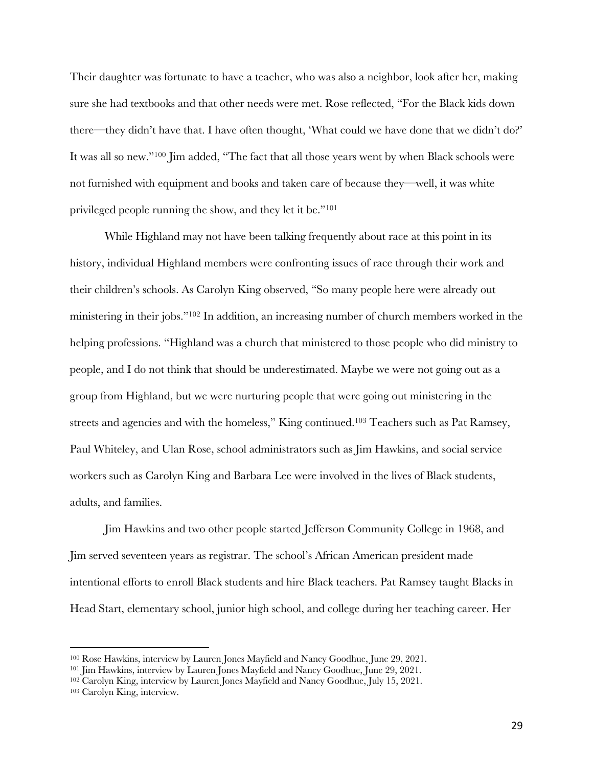Their daughter was fortunate to have a teacher, who was also a neighbor, look after her, making sure she had textbooks and that other needs were met. Rose reflected, "For the Black kids down there—they didn't have that. I have often thought, 'What could we have done that we didn't do?' It was all so new."[100] Jim added, "The fact that all those years went by when Black schools were not furnished with equipment and books and taken care of because they—well, it was white privileged people running the show, and they let it be."[101]

While Highland may not have been talking frequently about race at this point in its history, individual Highland members were confronting issues of race through their work and their children's schools. As Carolyn King observed, "So many people here were already out ministering in their jobs."[102] In addition, an increasing number of church members worked in the helping professions. "Highland was a church that ministered to those people who did ministry to people, and I do not think that should be underestimated. Maybe we were not going out as a group from Highland, but we were nurturing people that were going out ministering in the streets and agencies and with the homeless," King continued.[103] Teachers such as Pat Ramsey, Paul Whiteley, and Ulan Rose, school administrators such as Jim Hawkins, and social service workers such as Carolyn King and Barbara Lee were involved in the lives of Black students, adults, and families.

Jim Hawkins and two other people started Jefferson Community College in 1968, and Jim served seventeen years as registrar. The school's African American president made intentional efforts to enroll Black students and hire Black teachers. Pat Ramsey taught Blacks in Head Start, elementary school, junior high school, and college during her teaching career. Her

---

[100] Rose Hawkins, interview by Lauren Jones Mayfield and Nancy Goodhue, June 29, 2021.

[101] Jim Hawkins, interview by Lauren Jones Mayfield and Nancy Goodhue, June 29, 2021.

[102] Carolyn King, interview by Lauren Jones Mayfield and Nancy Goodhue, July 15, 2021.

[103] Carolyn King, interview.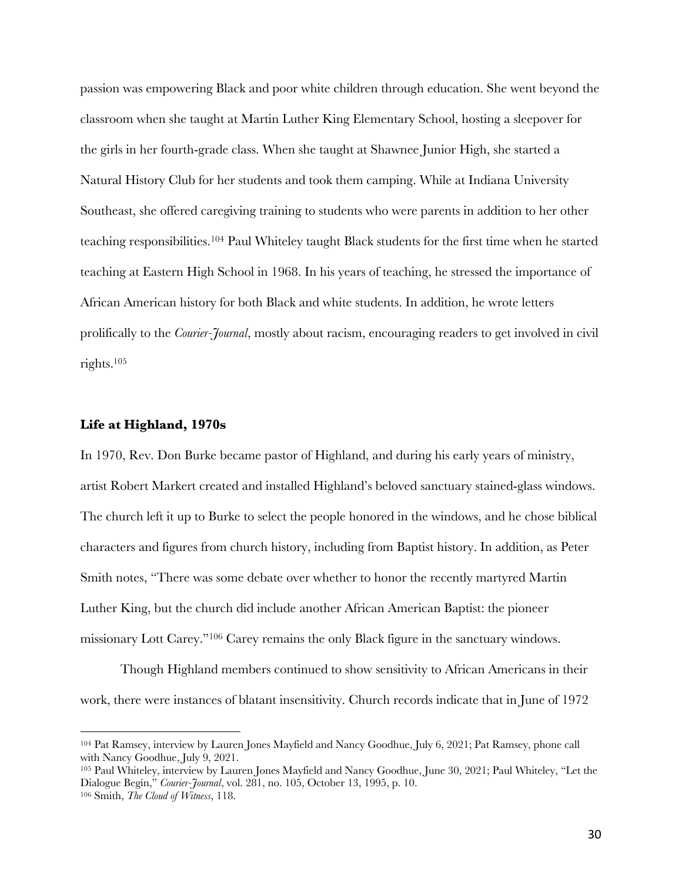passion was empowering Black and poor white children through education. She went beyond the classroom when she taught at Martin Luther King Elementary School, hosting a sleepover for the girls in her fourth-grade class. When she taught at Shawnee Junior High, she started a Natural History Club for her students and took them camping. While at Indiana University Southeast, she offered caregiving training to students who were parents in addition to her other teaching responsibilities.[104] Paul Whiteley taught Black students for the first time when he started teaching at Eastern High School in 1968. In his years of teaching, he stressed the importance of African American history for both Black and white students. In addition, he wrote letters prolifically to the *Courier-Journal*, mostly about racism, encouraging readers to get involved in civil rights.[105]

### Life at Highland, 1970s

In 1970, Rev. Don Burke became pastor of Highland, and during his early years of ministry, artist Robert Markert created and installed Highland's beloved sanctuary stained-glass windows. The church left it up to Burke to select the people honored in the windows, and he chose biblical characters and figures from church history, including from Baptist history. In addition, as Peter Smith notes, "There was some debate over whether to honor the recently martyred Martin Luther King, but the church did include another African American Baptist: the pioneer missionary Lott Carey."[106] Carey remains the only Black figure in the sanctuary windows.

Though Highland members continued to show sensitivity to African Americans in their work, there were instances of blatant insensitivity. Church records indicate that in June of 1972

---

[104] Pat Ramsey, interview by Lauren Jones Mayfield and Nancy Goodhue, July 6, 2021; Pat Ramsey, phone call with Nancy Goodhue, July 9, 2021.

[105] Paul Whiteley, interview by Lauren Jones Mayfield and Nancy Goodhue, June 30, 2021; Paul Whiteley, "Let the Dialogue Begin," *Courier-Journal*, vol. 281, no. 105, October 13, 1995, p. 10.

[106] Smith, *The Cloud of Witness*, 118.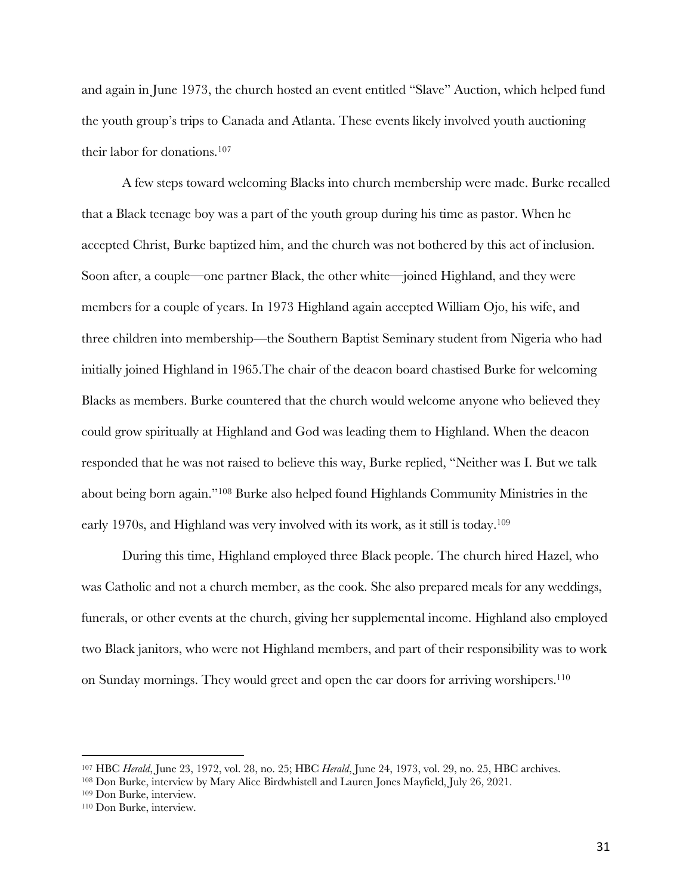and again in June 1973, the church hosted an event entitled "Slave" Auction, which helped fund the youth group's trips to Canada and Atlanta. These events likely involved youth auctioning their labor for donations.[107]

A few steps toward welcoming Blacks into church membership were made. Burke recalled that a Black teenage boy was a part of the youth group during his time as pastor. When he accepted Christ, Burke baptized him, and the church was not bothered by this act of inclusion. Soon after, a couple—one partner Black, the other white—joined Highland, and they were members for a couple of years. In 1973 Highland again accepted William Ojo, his wife, and three children into membership—the Southern Baptist Seminary student from Nigeria who had initially joined Highland in 1965.The chair of the deacon board chastised Burke for welcoming Blacks as members. Burke countered that the church would welcome anyone who believed they could grow spiritually at Highland and God was leading them to Highland. When the deacon responded that he was not raised to believe this way, Burke replied, "Neither was I. But we talk about being born again."[108] Burke also helped found Highlands Community Ministries in the early 1970s, and Highland was very involved with its work, as it still is today.[109]

During this time, Highland employed three Black people. The church hired Hazel, who was Catholic and not a church member, as the cook. She also prepared meals for any weddings, funerals, or other events at the church, giving her supplemental income. Highland also employed two Black janitors, who were not Highland members, and part of their responsibility was to work on Sunday mornings. They would greet and open the car doors for arriving worshipers.[110]

---

[107] HBC *Herald*, June 23, 1972, vol. 28, no. 25; HBC *Herald*, June 24, 1973, vol. 29, no. 25, HBC archives.

[108] Don Burke, interview by Mary Alice Birdwhistell and Lauren Jones Mayfield, July 26, 2021.

[109] Don Burke, interview.

[110] Don Burke, interview.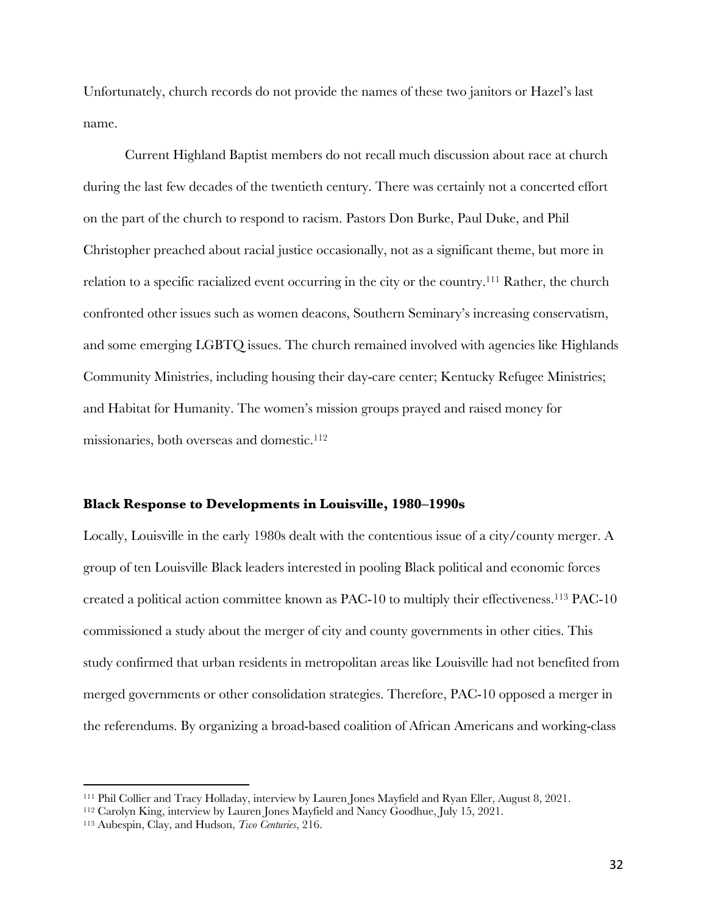Unfortunately, church records do not provide the names of these two janitors or Hazel's last name.

Current Highland Baptist members do not recall much discussion about race at church during the last few decades of the twentieth century. There was certainly not a concerted effort on the part of the church to respond to racism. Pastors Don Burke, Paul Duke, and Phil Christopher preached about racial justice occasionally, not as a significant theme, but more in relation to a specific racialized event occurring in the city or the country.[111] Rather, the church confronted other issues such as women deacons, Southern Seminary's increasing conservatism, and some emerging LGBTQ issues. The church remained involved with agencies like Highlands Community Ministries, including housing their day-care center; Kentucky Refugee Ministries; and Habitat for Humanity. The women's mission groups prayed and raised money for missionaries, both overseas and domestic.[112]

### Black Response to Developments in Louisville, 1980–1990s

Locally, Louisville in the early 1980s dealt with the contentious issue of a city/county merger. A group of ten Louisville Black leaders interested in pooling Black political and economic forces created a political action committee known as PAC-10 to multiply their effectiveness.[113] PAC-10 commissioned a study about the merger of city and county governments in other cities. This study confirmed that urban residents in metropolitan areas like Louisville had not benefited from merged governments or other consolidation strategies. Therefore, PAC-10 opposed a merger in the referendums. By organizing a broad-based coalition of African Americans and working-class

---

[111] Phil Collier and Tracy Holladay, interview by Lauren Jones Mayfield and Ryan Eller, August 8, 2021.

[112] Carolyn King, interview by Lauren Jones Mayfield and Nancy Goodhue, July 15, 2021.

[113] Aubespin, Clay, and Hudson, *Two Centuries*, 216.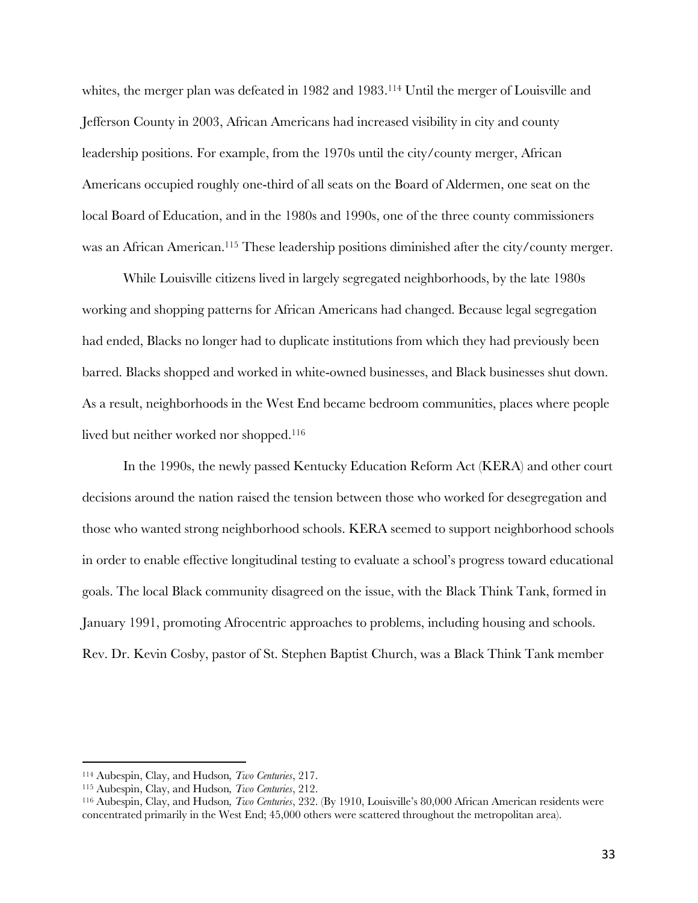whites, the merger plan was defeated in 1982 and 1983.[114] Until the merger of Louisville and Jefferson County in 2003, African Americans had increased visibility in city and county leadership positions. For example, from the 1970s until the city/county merger, African Americans occupied roughly one-third of all seats on the Board of Aldermen, one seat on the local Board of Education, and in the 1980s and 1990s, one of the three county commissioners was an African American.[115] These leadership positions diminished after the city/county merger.

While Louisville citizens lived in largely segregated neighborhoods, by the late 1980s working and shopping patterns for African Americans had changed. Because legal segregation had ended, Blacks no longer had to duplicate institutions from which they had previously been barred. Blacks shopped and worked in white-owned businesses, and Black businesses shut down. As a result, neighborhoods in the West End became bedroom communities, places where people lived but neither worked nor shopped.[116]

In the 1990s, the newly passed Kentucky Education Reform Act (KERA) and other court decisions around the nation raised the tension between those who worked for desegregation and those who wanted strong neighborhood schools. KERA seemed to support neighborhood schools in order to enable effective longitudinal testing to evaluate a school's progress toward educational goals. The local Black community disagreed on the issue, with the Black Think Tank, formed in January 1991, promoting Afrocentric approaches to problems, including housing and schools. Rev. Dr. Kevin Cosby, pastor of St. Stephen Baptist Church, was a Black Think Tank member

---

[114] Aubespin, Clay, and Hudson, *Two Centuries*, 217.

[115] Aubespin, Clay, and Hudson, *Two Centuries*, 212.

[116] Aubespin, Clay, and Hudson, *Two Centuries*, 232. (By 1910, Louisville's 80,000 African American residents were concentrated primarily in the West End; 45,000 others were scattered throughout the metropolitan area).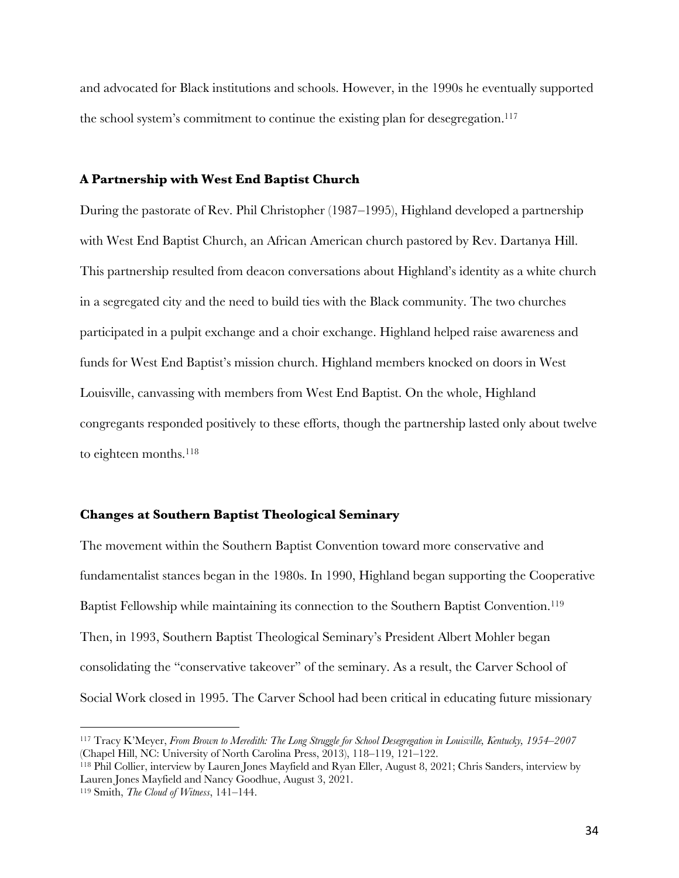and advocated for Black institutions and schools. However, in the 1990s he eventually supported the school system's commitment to continue the existing plan for desegregation.[117]

### A Partnership with West End Baptist Church

During the pastorate of Rev. Phil Christopher (1987–1995), Highland developed a partnership with West End Baptist Church, an African American church pastored by Rev. Dartanya Hill. This partnership resulted from deacon conversations about Highland's identity as a white church in a segregated city and the need to build ties with the Black community. The two churches participated in a pulpit exchange and a choir exchange. Highland helped raise awareness and funds for West End Baptist's mission church. Highland members knocked on doors in West Louisville, canvassing with members from West End Baptist. On the whole, Highland congregants responded positively to these efforts, though the partnership lasted only about twelve to eighteen months.[118]

### Changes at Southern Baptist Theological Seminary

The movement within the Southern Baptist Convention toward more conservative and fundamentalist stances began in the 1980s. In 1990, Highland began supporting the Cooperative Baptist Fellowship while maintaining its connection to the Southern Baptist Convention.[119] Then, in 1993, Southern Baptist Theological Seminary's President Albert Mohler began consolidating the "conservative takeover" of the seminary. As a result, the Carver School of Social Work closed in 1995. The Carver School had been critical in educating future missionary

---

[117] Tracy K'Meyer, *From Brown to Meredith: The Long Struggle for School Desegregation in Louisville, Kentucky, 1954–2007* (Chapel Hill, NC: University of North Carolina Press, 2013), 118–119, 121–122.

[118] Phil Collier, interview by Lauren Jones Mayfield and Ryan Eller, August 8, 2021; Chris Sanders, interview by Lauren Jones Mayfield and Nancy Goodhue, August 3, 2021.

[119] Smith, *The Cloud of Witness*, 141–144.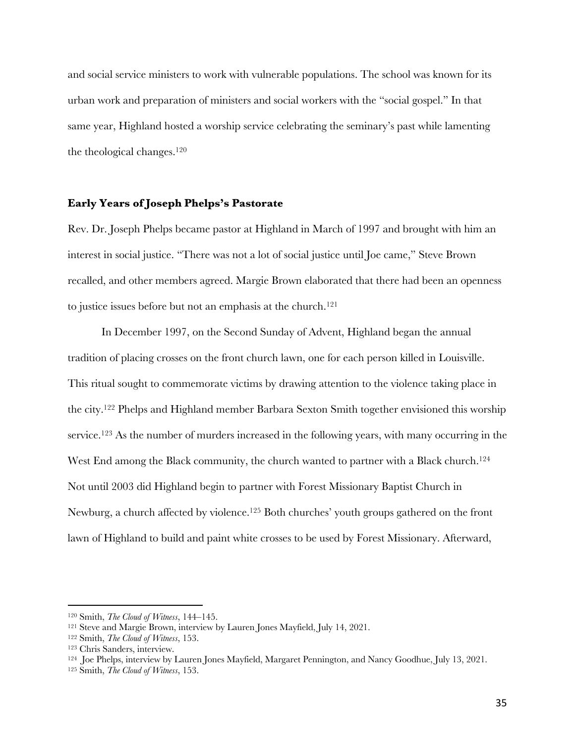and social service ministers to work with vulnerable populations. The school was known for its urban work and preparation of ministers and social workers with the "social gospel." In that same year, Highland hosted a worship service celebrating the seminary's past while lamenting the theological changes.[120]

### Early Years of Joseph Phelps's Pastorate

Rev. Dr. Joseph Phelps became pastor at Highland in March of 1997 and brought with him an interest in social justice. "There was not a lot of social justice until Joe came," Steve Brown recalled, and other members agreed. Margie Brown elaborated that there had been an openness to justice issues before but not an emphasis at the church.[121]

In December 1997, on the Second Sunday of Advent, Highland began the annual tradition of placing crosses on the front church lawn, one for each person killed in Louisville. This ritual sought to commemorate victims by drawing attention to the violence taking place in the city.[122] Phelps and Highland member Barbara Sexton Smith together envisioned this worship service.[123] As the number of murders increased in the following years, with many occurring in the West End among the Black community, the church wanted to partner with a Black church.[124] Not until 2003 did Highland begin to partner with Forest Missionary Baptist Church in Newburg, a church affected by violence.[125] Both churches' youth groups gathered on the front lawn of Highland to build and paint white crosses to be used by Forest Missionary. Afterward,

---

[120] Smith, *The Cloud of Witness*, 144–145.
[121] Steve and Margie Brown, interview by Lauren Jones Mayfield, July 14, 2021.
[122] Smith, *The Cloud of Witness*, 153.
[123] Chris Sanders, interview.
[124] Joe Phelps, interview by Lauren Jones Mayfield, Margaret Pennington, and Nancy Goodhue, July 13, 2021.
[125] Smith, *The Cloud of Witness*, 153.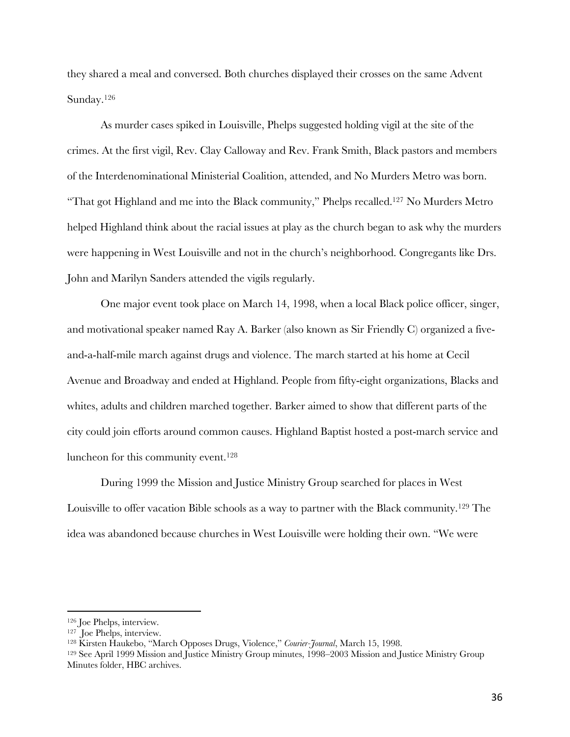they shared a meal and conversed. Both churches displayed their crosses on the same Advent Sunday.[126]

As murder cases spiked in Louisville, Phelps suggested holding vigil at the site of the crimes. At the first vigil, Rev. Clay Calloway and Rev. Frank Smith, Black pastors and members of the Interdenominational Ministerial Coalition, attended, and No Murders Metro was born. "That got Highland and me into the Black community," Phelps recalled.[127] No Murders Metro helped Highland think about the racial issues at play as the church began to ask why the murders were happening in West Louisville and not in the church's neighborhood. Congregants like Drs. John and Marilyn Sanders attended the vigils regularly.

One major event took place on March 14, 1998, when a local Black police officer, singer, and motivational speaker named Ray A. Barker (also known as Sir Friendly C) organized a five-and-a-half-mile march against drugs and violence. The march started at his home at Cecil Avenue and Broadway and ended at Highland. People from fifty-eight organizations, Blacks and whites, adults and children marched together. Barker aimed to show that different parts of the city could join efforts around common causes. Highland Baptist hosted a post-march service and luncheon for this community event.[128]

During 1999 the Mission and Justice Ministry Group searched for places in West Louisville to offer vacation Bible schools as a way to partner with the Black community.[129] The idea was abandoned because churches in West Louisville were holding their own. "We were

---

[126] Joe Phelps, interview.

[127] Joe Phelps, interview.

[128] Kirsten Haukebo, "March Opposes Drugs, Violence," *Courier-Journal*, March 15, 1998.

[129] See April 1999 Mission and Justice Ministry Group minutes, 1998–2003 Mission and Justice Ministry Group Minutes folder, HBC archives.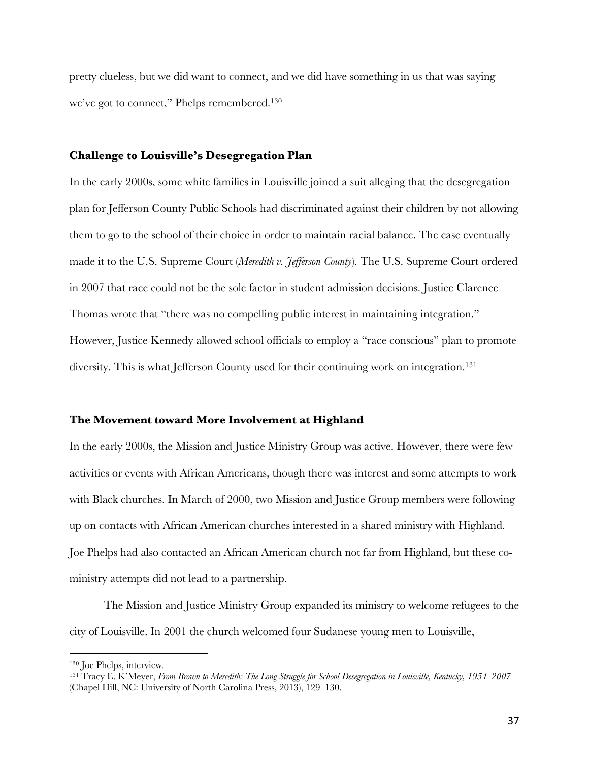pretty clueless, but we did want to connect, and we did have something in us that was saying we've got to connect," Phelps remembered.[130]

### Challenge to Louisville's Desegregation Plan

In the early 2000s, some white families in Louisville joined a suit alleging that the desegregation plan for Jefferson County Public Schools had discriminated against their children by not allowing them to go to the school of their choice in order to maintain racial balance. The case eventually made it to the U.S. Supreme Court (*Meredith v. Jefferson County*). The U.S. Supreme Court ordered in 2007 that race could not be the sole factor in student admission decisions. Justice Clarence Thomas wrote that "there was no compelling public interest in maintaining integration." However, Justice Kennedy allowed school officials to employ a "race conscious" plan to promote diversity. This is what Jefferson County used for their continuing work on integration.[131]

### The Movement toward More Involvement at Highland

In the early 2000s, the Mission and Justice Ministry Group was active. However, there were few activities or events with African Americans, though there was interest and some attempts to work with Black churches. In March of 2000, two Mission and Justice Group members were following up on contacts with African American churches interested in a shared ministry with Highland. Joe Phelps had also contacted an African American church not far from Highland, but these co-ministry attempts did not lead to a partnership.

The Mission and Justice Ministry Group expanded its ministry to welcome refugees to the city of Louisville. In 2001 the church welcomed four Sudanese young men to Louisville,

---

[130] Joe Phelps, interview.

[131] Tracy E. K'Meyer, *From Brown to Meredith: The Long Struggle for School Desegregation in Louisville, Kentucky, 1954–2007* (Chapel Hill, NC: University of North Carolina Press, 2013), 129–130.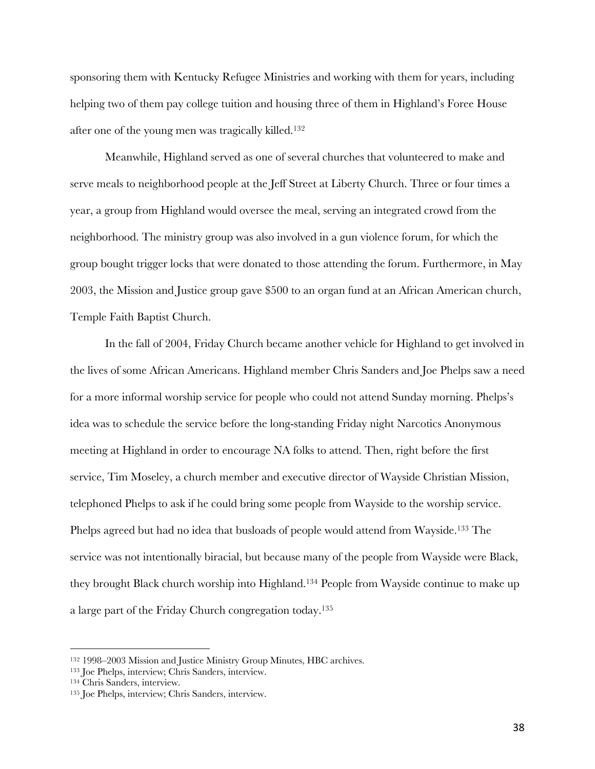sponsoring them with Kentucky Refugee Ministries and working with them for years, including helping two of them pay college tuition and housing three of them in Highland's Foree House after one of the young men was tragically killed.[132]

Meanwhile, Highland served as one of several churches that volunteered to make and serve meals to neighborhood people at the Jeff Street at Liberty Church. Three or four times a year, a group from Highland would oversee the meal, serving an integrated crowd from the neighborhood. The ministry group was also involved in a gun violence forum, for which the group bought trigger locks that were donated to those attending the forum. Furthermore, in May 2003, the Mission and Justice group gave $500 to an organ fund at an African American church, Temple Faith Baptist Church.

In the fall of 2004, Friday Church became another vehicle for Highland to get involved in the lives of some African Americans. Highland member Chris Sanders and Joe Phelps saw a need for a more informal worship service for people who could not attend Sunday morning. Phelps's idea was to schedule the service before the long-standing Friday night Narcotics Anonymous meeting at Highland in order to encourage NA folks to attend. Then, right before the first service, Tim Moseley, a church member and executive director of Wayside Christian Mission, telephoned Phelps to ask if he could bring some people from Wayside to the worship service. Phelps agreed but had no idea that busloads of people would attend from Wayside.[133] The service was not intentionally biracial, but because many of the people from Wayside were Black, they brought Black church worship into Highland.[134] People from Wayside continue to make up a large part of the Friday Church congregation today.[135]

---

[132] 1998–2003 Mission and Justice Ministry Group Minutes, HBC archives.

[133] Joe Phelps, interview; Chris Sanders, interview.

[134] Chris Sanders, interview.

[135] Joe Phelps, interview; Chris Sanders, interview.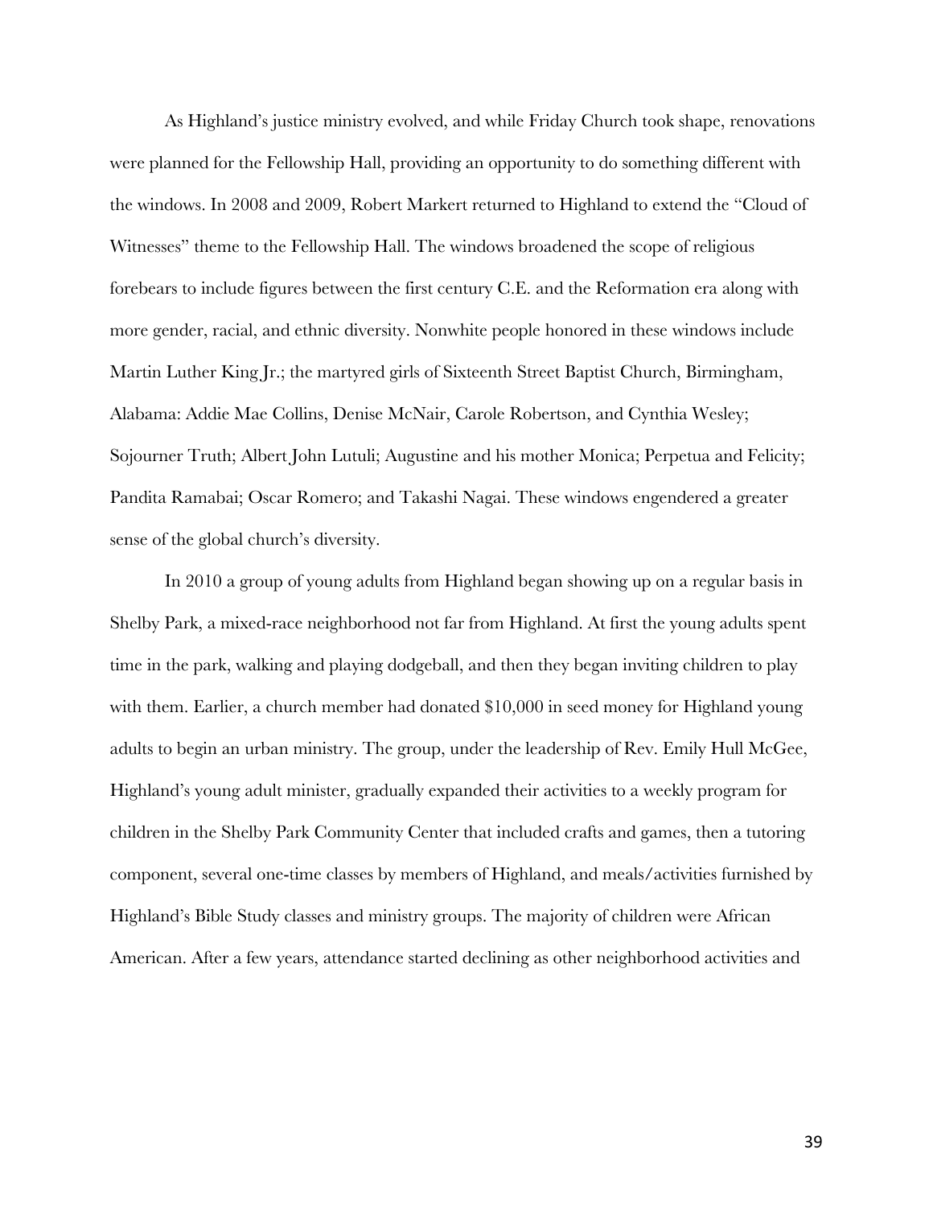As Highland's justice ministry evolved, and while Friday Church took shape, renovations were planned for the Fellowship Hall, providing an opportunity to do something different with the windows. In 2008 and 2009, Robert Markert returned to Highland to extend the "Cloud of Witnesses" theme to the Fellowship Hall. The windows broadened the scope of religious forebears to include figures between the first century C.E. and the Reformation era along with more gender, racial, and ethnic diversity. Nonwhite people honored in these windows include Martin Luther King Jr.; the martyred girls of Sixteenth Street Baptist Church, Birmingham, Alabama: Addie Mae Collins, Denise McNair, Carole Robertson, and Cynthia Wesley; Sojourner Truth; Albert John Lutuli; Augustine and his mother Monica; Perpetua and Felicity; Pandita Ramabai; Oscar Romero; and Takashi Nagai. These windows engendered a greater sense of the global church's diversity.

In 2010 a group of young adults from Highland began showing up on a regular basis in Shelby Park, a mixed-race neighborhood not far from Highland. At first the young adults spent time in the park, walking and playing dodgeball, and then they began inviting children to play with them. Earlier, a church member had donated $10,000 in seed money for Highland young adults to begin an urban ministry. The group, under the leadership of Rev. Emily Hull McGee, Highland's young adult minister, gradually expanded their activities to a weekly program for children in the Shelby Park Community Center that included crafts and games, then a tutoring component, several one-time classes by members of Highland, and meals/activities furnished by Highland's Bible Study classes and ministry groups. The majority of children were African American. After a few years, attendance started declining as other neighborhood activities and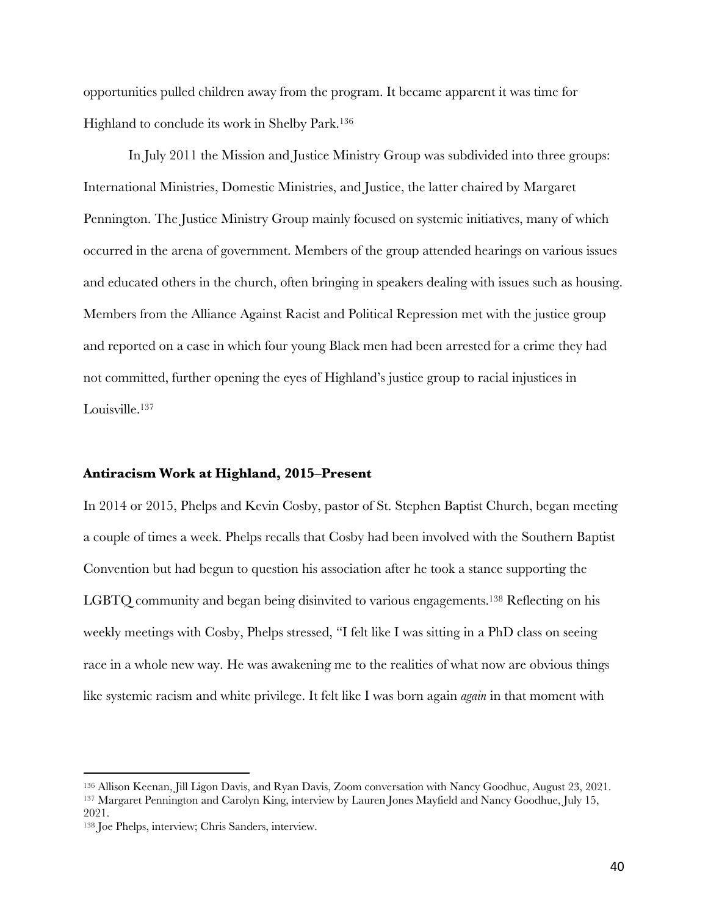opportunities pulled children away from the program. It became apparent it was time for Highland to conclude its work in Shelby Park.[136]

In July 2011 the Mission and Justice Ministry Group was subdivided into three groups: International Ministries, Domestic Ministries, and Justice, the latter chaired by Margaret Pennington. The Justice Ministry Group mainly focused on systemic initiatives, many of which occurred in the arena of government. Members of the group attended hearings on various issues and educated others in the church, often bringing in speakers dealing with issues such as housing. Members from the Alliance Against Racist and Political Repression met with the justice group and reported on a case in which four young Black men had been arrested for a crime they had not committed, further opening the eyes of Highland's justice group to racial injustices in Louisville.[137]

### **Antiracism Work at Highland, 2015–Present**

In 2014 or 2015, Phelps and Kevin Cosby, pastor of St. Stephen Baptist Church, began meeting a couple of times a week. Phelps recalls that Cosby had been involved with the Southern Baptist Convention but had begun to question his association after he took a stance supporting the LGBTQ community and began being disinvited to various engagements.[138] Reflecting on his weekly meetings with Cosby, Phelps stressed, "I felt like I was sitting in a PhD class on seeing race in a whole new way. He was awakening me to the realities of what now are obvious things like systemic racism and white privilege. It felt like I was born again *again* in that moment with

---

[136] Allison Keenan, Jill Ligon Davis, and Ryan Davis, Zoom conversation with Nancy Goodhue, August 23, 2021.

[137] Margaret Pennington and Carolyn King, interview by Lauren Jones Mayfield and Nancy Goodhue, July 15, 2021.

[138] Joe Phelps, interview; Chris Sanders, interview.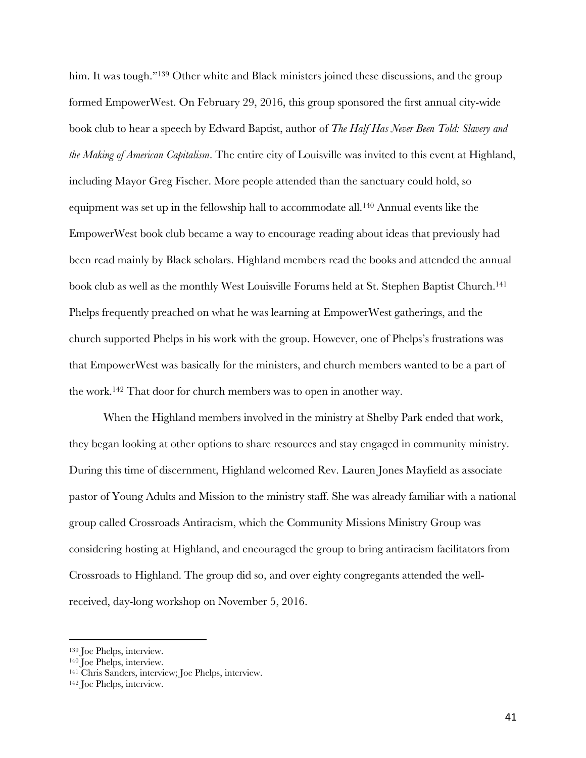him. It was tough."[139] Other white and Black ministers joined these discussions, and the group formed EmpowerWest. On February 29, 2016, this group sponsored the first annual city-wide book club to hear a speech by Edward Baptist, author of *The Half Has Never Been Told: Slavery and the Making of American Capitalism*. The entire city of Louisville was invited to this event at Highland, including Mayor Greg Fischer. More people attended than the sanctuary could hold, so equipment was set up in the fellowship hall to accommodate all.[140] Annual events like the EmpowerWest book club became a way to encourage reading about ideas that previously had been read mainly by Black scholars. Highland members read the books and attended the annual book club as well as the monthly West Louisville Forums held at St. Stephen Baptist Church.[141] Phelps frequently preached on what he was learning at EmpowerWest gatherings, and the church supported Phelps in his work with the group. However, one of Phelps's frustrations was that EmpowerWest was basically for the ministers, and church members wanted to be a part of the work.[142] That door for church members was to open in another way.

When the Highland members involved in the ministry at Shelby Park ended that work, they began looking at other options to share resources and stay engaged in community ministry. During this time of discernment, Highland welcomed Rev. Lauren Jones Mayfield as associate pastor of Young Adults and Mission to the ministry staff. She was already familiar with a national group called Crossroads Antiracism, which the Community Missions Ministry Group was considering hosting at Highland, and encouraged the group to bring antiracism facilitators from Crossroads to Highland. The group did so, and over eighty congregants attended the well-received, day-long workshop on November 5, 2016.

---

[139] Joe Phelps, interview.
[140] Joe Phelps, interview.
[141] Chris Sanders, interview; Joe Phelps, interview.
[142] Joe Phelps, interview.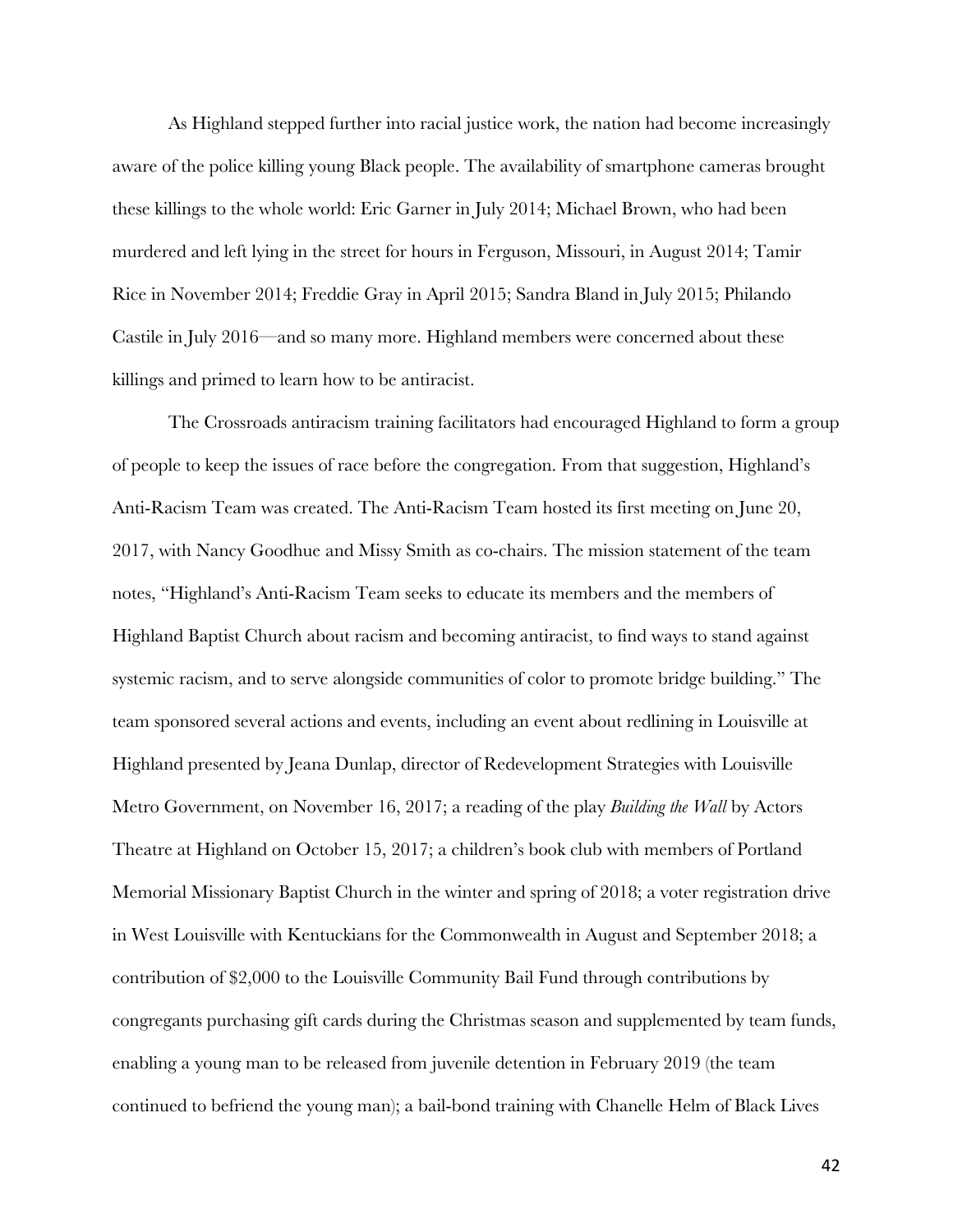As Highland stepped further into racial justice work, the nation had become increasingly aware of the police killing young Black people. The availability of smartphone cameras brought these killings to the whole world: Eric Garner in July 2014; Michael Brown, who had been murdered and left lying in the street for hours in Ferguson, Missouri, in August 2014; Tamir Rice in November 2014; Freddie Gray in April 2015; Sandra Bland in July 2015; Philando Castile in July 2016—and so many more. Highland members were concerned about these killings and primed to learn how to be antiracist.

The Crossroads antiracism training facilitators had encouraged Highland to form a group of people to keep the issues of race before the congregation. From that suggestion, Highland's Anti-Racism Team was created. The Anti-Racism Team hosted its first meeting on June 20, 2017, with Nancy Goodhue and Missy Smith as co-chairs. The mission statement of the team notes, "Highland's Anti-Racism Team seeks to educate its members and the members of Highland Baptist Church about racism and becoming antiracist, to find ways to stand against systemic racism, and to serve alongside communities of color to promote bridge building." The team sponsored several actions and events, including an event about redlining in Louisville at Highland presented by Jeana Dunlap, director of Redevelopment Strategies with Louisville Metro Government, on November 16, 2017; a reading of the play *Building the Wall* by Actors Theatre at Highland on October 15, 2017; a children's book club with members of Portland Memorial Missionary Baptist Church in the winter and spring of 2018; a voter registration drive in West Louisville with Kentuckians for the Commonwealth in August and September 2018; a contribution of $2,000 to the Louisville Community Bail Fund through contributions by congregants purchasing gift cards during the Christmas season and supplemented by team funds, enabling a young man to be released from juvenile detention in February 2019 (the team continued to befriend the young man); a bail-bond training with Chanelle Helm of Black Lives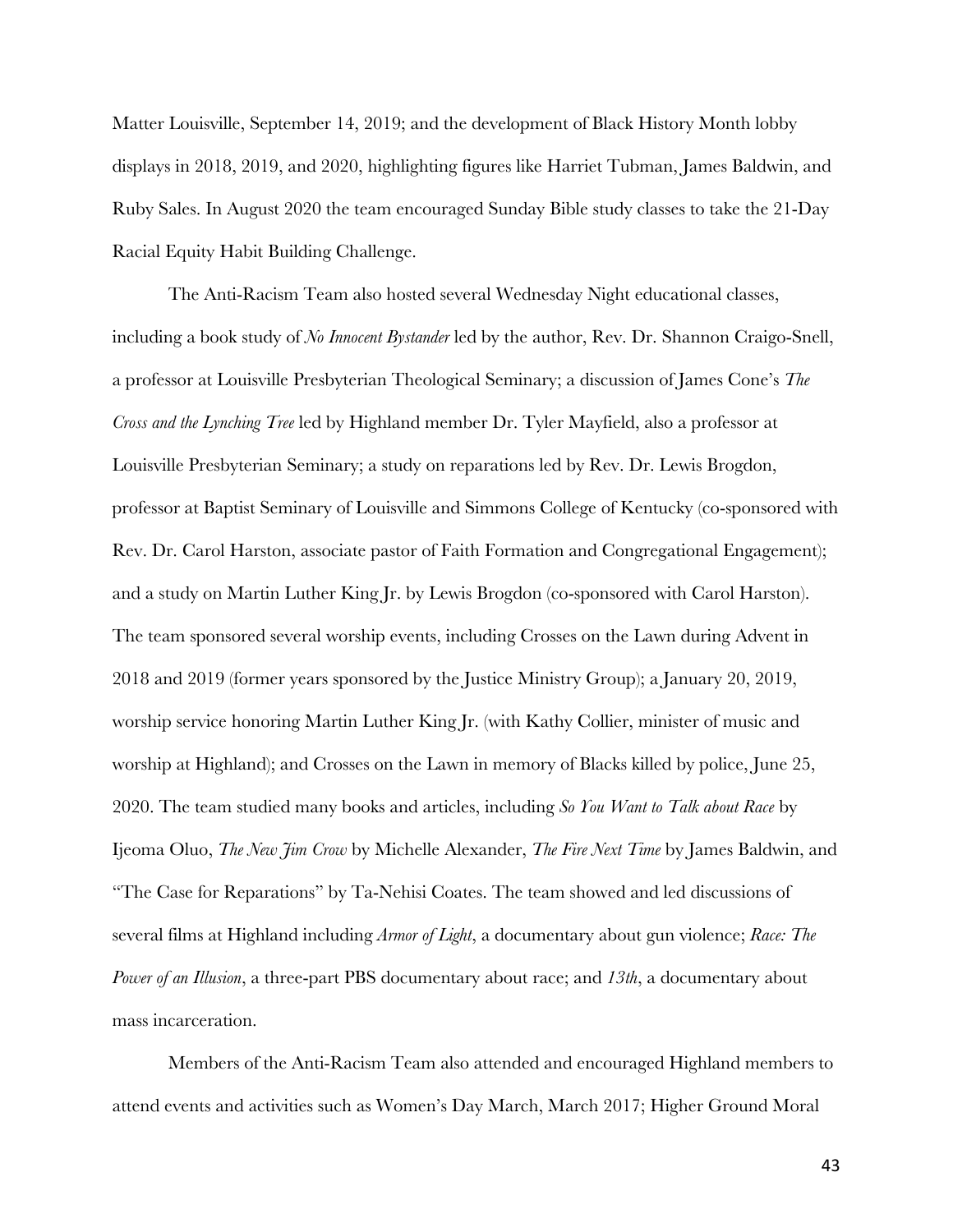Matter Louisville, September 14, 2019; and the development of Black History Month lobby displays in 2018, 2019, and 2020, highlighting figures like Harriet Tubman, James Baldwin, and Ruby Sales. In August 2020 the team encouraged Sunday Bible study classes to take the 21-Day Racial Equity Habit Building Challenge.

The Anti-Racism Team also hosted several Wednesday Night educational classes, including a book study of *No Innocent Bystander* led by the author, Rev. Dr. Shannon Craigo-Snell, a professor at Louisville Presbyterian Theological Seminary; a discussion of James Cone's *The Cross and the Lynching Tree* led by Highland member Dr. Tyler Mayfield, also a professor at Louisville Presbyterian Seminary; a study on reparations led by Rev. Dr. Lewis Brogdon, professor at Baptist Seminary of Louisville and Simmons College of Kentucky (co-sponsored with Rev. Dr. Carol Harston, associate pastor of Faith Formation and Congregational Engagement); and a study on Martin Luther King Jr. by Lewis Brogdon (co-sponsored with Carol Harston). The team sponsored several worship events, including Crosses on the Lawn during Advent in 2018 and 2019 (former years sponsored by the Justice Ministry Group); a January 20, 2019, worship service honoring Martin Luther King Jr. (with Kathy Collier, minister of music and worship at Highland); and Crosses on the Lawn in memory of Blacks killed by police, June 25, 2020. The team studied many books and articles, including *So You Want to Talk about Race* by Ijeoma Oluo, *The New Jim Crow* by Michelle Alexander, *The Fire Next Time* by James Baldwin, and "The Case for Reparations" by Ta-Nehisi Coates. The team showed and led discussions of several films at Highland including *Armor of Light*, a documentary about gun violence; *Race: The Power of an Illusion*, a three-part PBS documentary about race; and *13th*, a documentary about mass incarceration.

Members of the Anti-Racism Team also attended and encouraged Highland members to attend events and activities such as Women's Day March, March 2017; Higher Ground Moral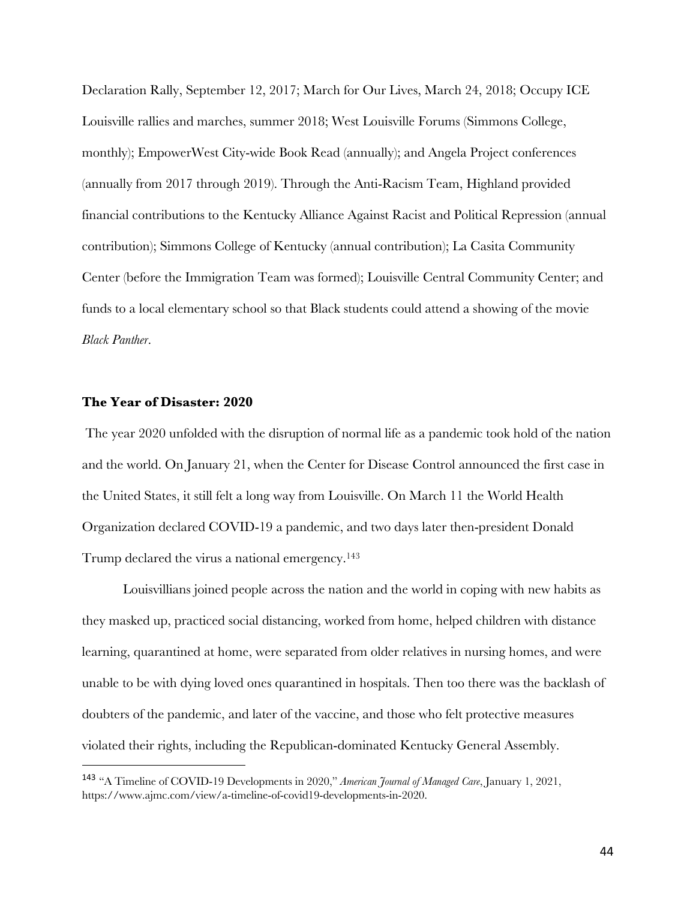Declaration Rally, September 12, 2017; March for Our Lives, March 24, 2018; Occupy ICE Louisville rallies and marches, summer 2018; West Louisville Forums (Simmons College, monthly); EmpowerWest City-wide Book Read (annually); and Angela Project conferences (annually from 2017 through 2019). Through the Anti-Racism Team, Highland provided financial contributions to the Kentucky Alliance Against Racist and Political Repression (annual contribution); Simmons College of Kentucky (annual contribution); La Casita Community Center (before the Immigration Team was formed); Louisville Central Community Center; and funds to a local elementary school so that Black students could attend a showing of the movie *Black Panther*.

### The Year of Disaster: 2020

The year 2020 unfolded with the disruption of normal life as a pandemic took hold of the nation and the world. On January 21, when the Center for Disease Control announced the first case in the United States, it still felt a long way from Louisville. On March 11 the World Health Organization declared COVID-19 a pandemic, and two days later then-president Donald Trump declared the virus a national emergency.[143]

Louisvillians joined people across the nation and the world in coping with new habits as they masked up, practiced social distancing, worked from home, helped children with distance learning, quarantined at home, were separated from older relatives in nursing homes, and were unable to be with dying loved ones quarantined in hospitals. Then too there was the backlash of doubters of the pandemic, and later of the vaccine, and those who felt protective measures violated their rights, including the Republican-dominated Kentucky General Assembly.

---

[143] "A Timeline of COVID-19 Developments in 2020," *American Journal of Managed Care*, January 1, 2021, https://www.ajmc.com/view/a-timeline-of-covid19-developments-in-2020.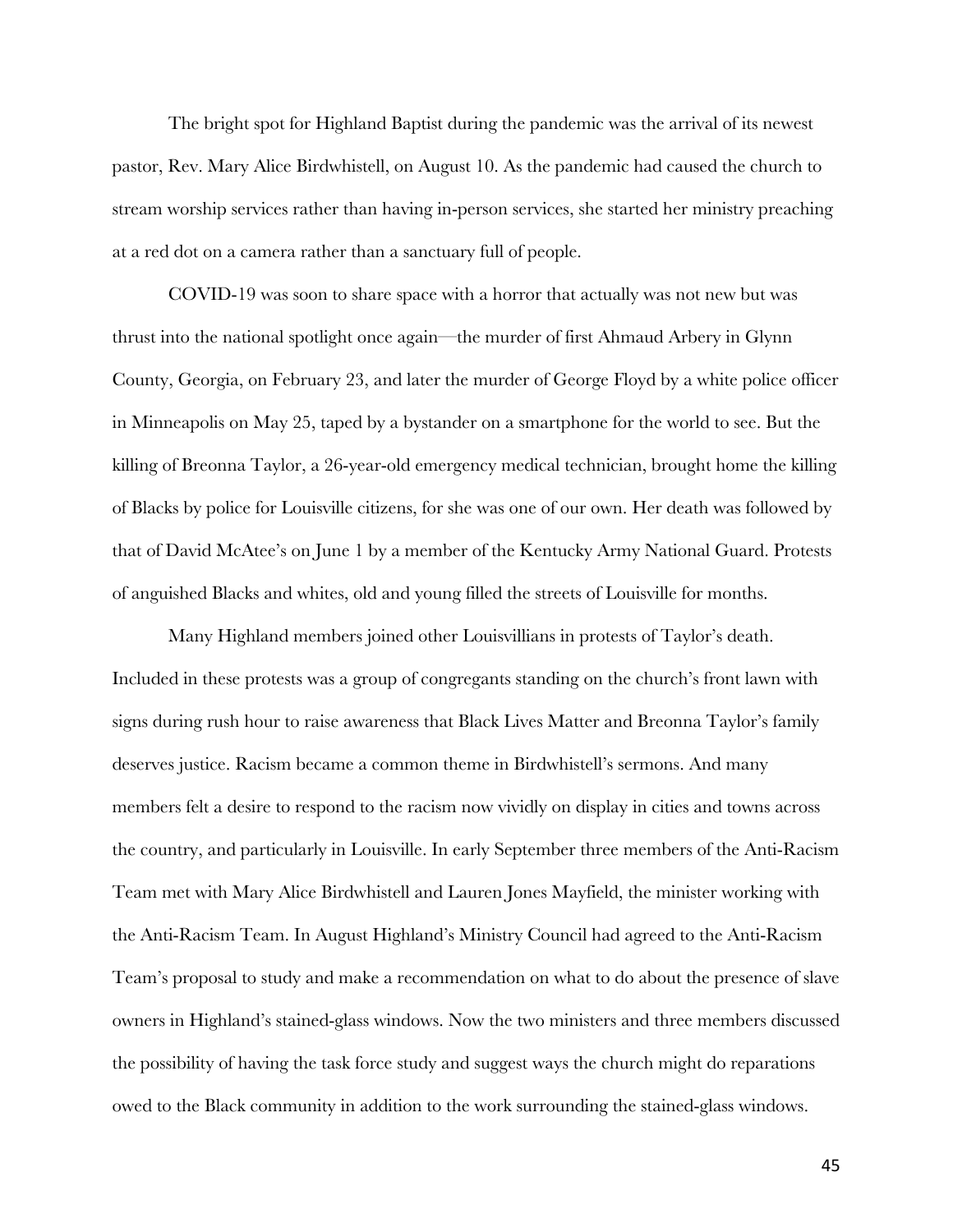The bright spot for Highland Baptist during the pandemic was the arrival of its newest pastor, Rev. Mary Alice Birdwhistell, on August 10. As the pandemic had caused the church to stream worship services rather than having in-person services, she started her ministry preaching at a red dot on a camera rather than a sanctuary full of people.

COVID-19 was soon to share space with a horror that actually was not new but was thrust into the national spotlight once again—the murder of first Ahmaud Arbery in Glynn County, Georgia, on February 23, and later the murder of George Floyd by a white police officer in Minneapolis on May 25, taped by a bystander on a smartphone for the world to see. But the killing of Breonna Taylor, a 26-year-old emergency medical technician, brought home the killing of Blacks by police for Louisville citizens, for she was one of our own. Her death was followed by that of David McAtee's on June 1 by a member of the Kentucky Army National Guard. Protests of anguished Blacks and whites, old and young filled the streets of Louisville for months.

Many Highland members joined other Louisvillians in protests of Taylor's death. Included in these protests was a group of congregants standing on the church's front lawn with signs during rush hour to raise awareness that Black Lives Matter and Breonna Taylor's family deserves justice. Racism became a common theme in Birdwhistell's sermons. And many members felt a desire to respond to the racism now vividly on display in cities and towns across the country, and particularly in Louisville. In early September three members of the Anti-Racism Team met with Mary Alice Birdwhistell and Lauren Jones Mayfield, the minister working with the Anti-Racism Team. In August Highland's Ministry Council had agreed to the Anti-Racism Team's proposal to study and make a recommendation on what to do about the presence of slave owners in Highland's stained-glass windows. Now the two ministers and three members discussed the possibility of having the task force study and suggest ways the church might do reparations owed to the Black community in addition to the work surrounding the stained-glass windows.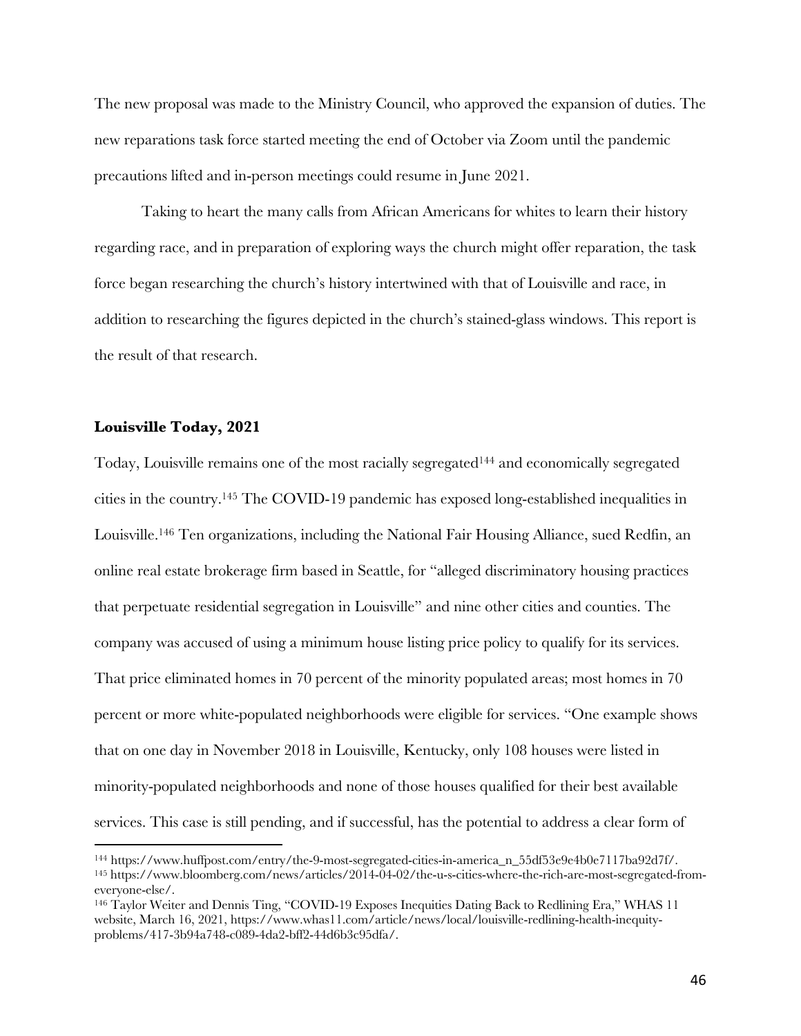The new proposal was made to the Ministry Council, who approved the expansion of duties. The new reparations task force started meeting the end of October via Zoom until the pandemic precautions lifted and in-person meetings could resume in June 2021.

Taking to heart the many calls from African Americans for whites to learn their history regarding race, and in preparation of exploring ways the church might offer reparation, the task force began researching the church's history intertwined with that of Louisville and race, in addition to researching the figures depicted in the church's stained-glass windows. This report is the result of that research.

**Louisville Today, 2021**

Today, Louisville remains one of the most racially segregated[144] and economically segregated cities in the country.[145] The COVID-19 pandemic has exposed long-established inequalities in Louisville.[146] Ten organizations, including the National Fair Housing Alliance, sued Redfin, an online real estate brokerage firm based in Seattle, for "alleged discriminatory housing practices that perpetuate residential segregation in Louisville" and nine other cities and counties. The company was accused of using a minimum house listing price policy to qualify for its services. That price eliminated homes in 70 percent of the minority populated areas; most homes in 70 percent or more white-populated neighborhoods were eligible for services. "One example shows that on one day in November 2018 in Louisville, Kentucky, only 108 houses were listed in minority-populated neighborhoods and none of those houses qualified for their best available services. This case is still pending, and if successful, has the potential to address a clear form of

---

[144] https://www.huffpost.com/entry/the-9-most-segregated-cities-in-america_n_55df53e9e4b0e7117ba92d7f/.

[145] https://www.bloomberg.com/news/articles/2014-04-02/the-u-s-cities-where-the-rich-are-most-segregated-from-everyone-else/.

[146] Taylor Weiter and Dennis Ting, "COVID-19 Exposes Inequities Dating Back to Redlining Era," WHAS 11 website, March 16, 2021, https://www.whas11.com/article/news/local/louisville-redlining-health-inequity-problems/417-3b94a748-c089-4da2-bff2-44d6b3c95dfa/.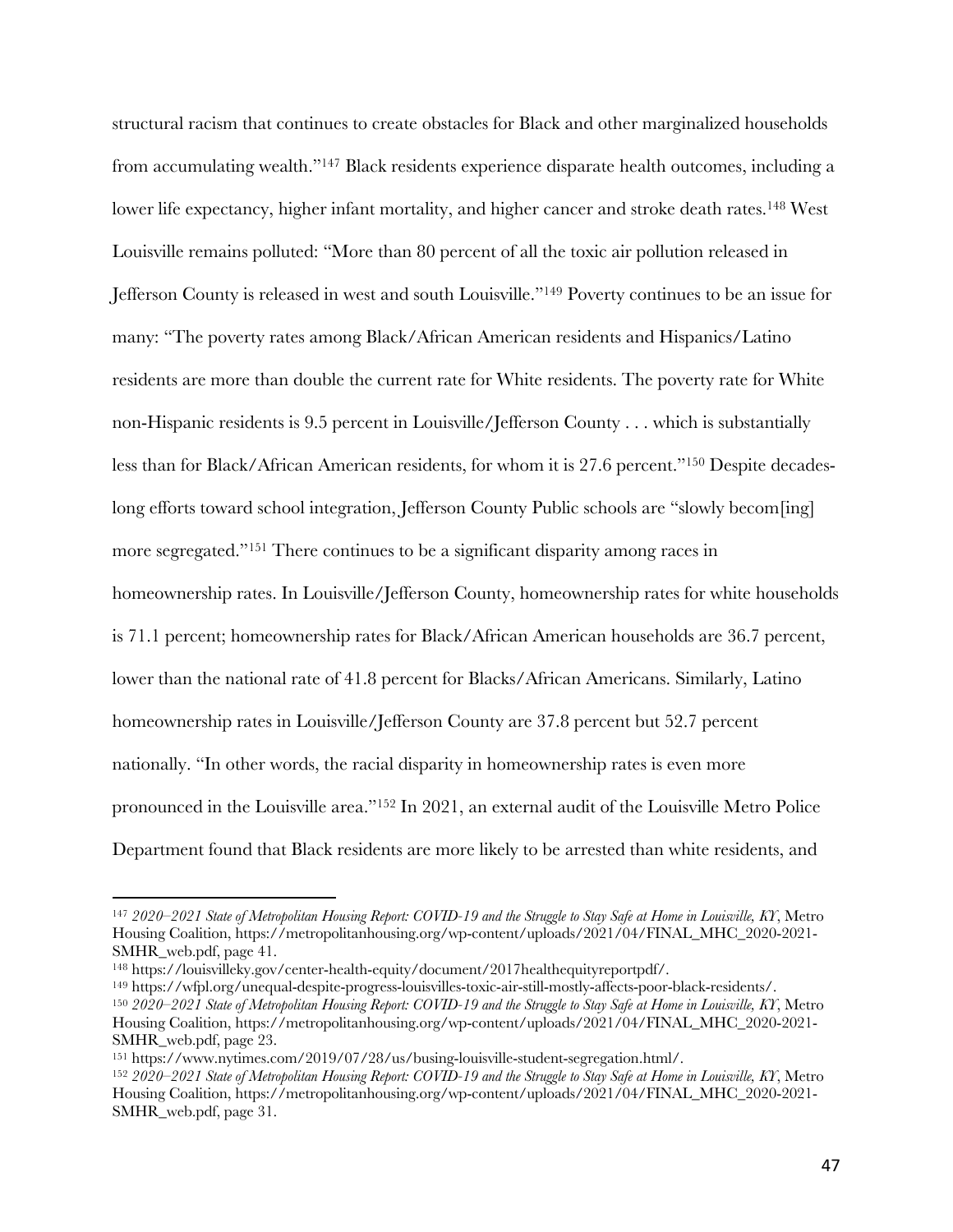structural racism that continues to create obstacles for Black and other marginalized households from accumulating wealth."[147] Black residents experience disparate health outcomes, including a lower life expectancy, higher infant mortality, and higher cancer and stroke death rates.[148] West Louisville remains polluted: "More than 80 percent of all the toxic air pollution released in Jefferson County is released in west and south Louisville."[149] Poverty continues to be an issue for many: "The poverty rates among Black/African American residents and Hispanics/Latino residents are more than double the current rate for White residents. The poverty rate for White non-Hispanic residents is 9.5 percent in Louisville/Jefferson County . . . which is substantially less than for Black/African American residents, for whom it is 27.6 percent."[150] Despite decades-long efforts toward school integration, Jefferson County Public schools are "slowly becom[ing] more segregated."[151] There continues to be a significant disparity among races in homeownership rates. In Louisville/Jefferson County, homeownership rates for white households is 71.1 percent; homeownership rates for Black/African American households are 36.7 percent, lower than the national rate of 41.8 percent for Blacks/African Americans. Similarly, Latino homeownership rates in Louisville/Jefferson County are 37.8 percent but 52.7 percent nationally. "In other words, the racial disparity in homeownership rates is even more pronounced in the Louisville area."[152] In 2021, an external audit of the Louisville Metro Police Department found that Black residents are more likely to be arrested than white residents, and

---

[147] *2020–2021 State of Metropolitan Housing Report: COVID-19 and the Struggle to Stay Safe at Home in Louisville, KY*, Metro Housing Coalition, https://metropolitanhousing.org/wp-content/uploads/2021/04/FINAL_MHC_2020-2021-SMHR_web.pdf, page 41.

[148] https://louisvilleky.gov/center-health-equity/document/2017healthequityreportpdf/.

[149] https://wfpl.org/unequal-despite-progress-louisvilles-toxic-air-still-mostly-affects-poor-black-residents/.

[150] *2020–2021 State of Metropolitan Housing Report: COVID-19 and the Struggle to Stay Safe at Home in Louisville, KY*, Metro Housing Coalition, https://metropolitanhousing.org/wp-content/uploads/2021/04/FINAL_MHC_2020-2021-SMHR_web.pdf, page 23.

[151] https://www.nytimes.com/2019/07/28/us/busing-louisville-student-segregation.html/.

[152] *2020–2021 State of Metropolitan Housing Report: COVID-19 and the Struggle to Stay Safe at Home in Louisville, KY*, Metro Housing Coalition, https://metropolitanhousing.org/wp-content/uploads/2021/04/FINAL_MHC_2020-2021-SMHR_web.pdf, page 31.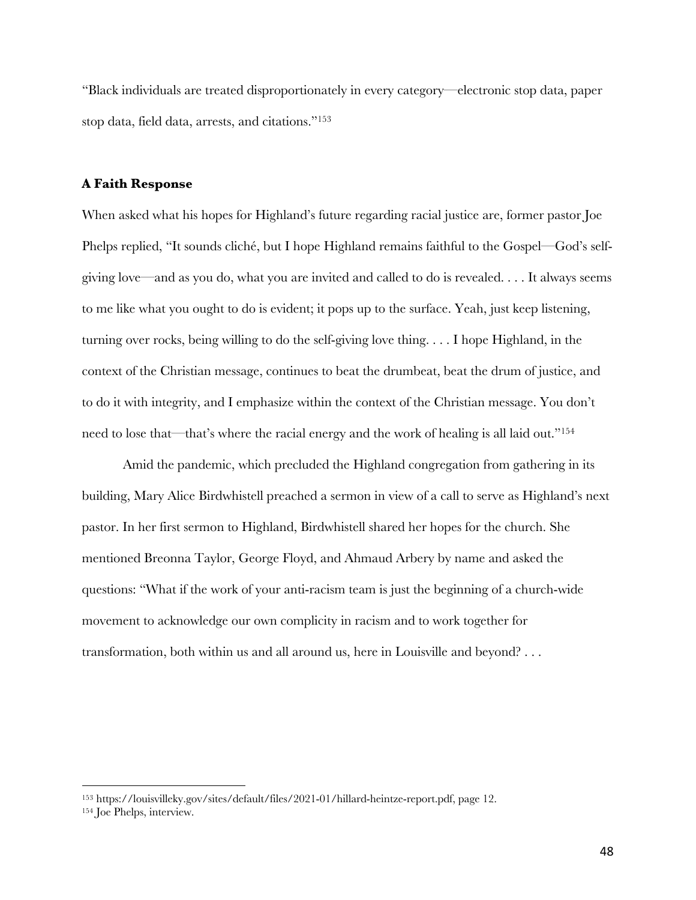"Black individuals are treated disproportionately in every category—electronic stop data, paper stop data, field data, arrests, and citations."[153]

**A Faith Response**

When asked what his hopes for Highland's future regarding racial justice are, former pastor Joe Phelps replied, "It sounds cliché, but I hope Highland remains faithful to the Gospel—God's self-giving love—and as you do, what you are invited and called to do is revealed. . . . It always seems to me like what you ought to do is evident; it pops up to the surface. Yeah, just keep listening, turning over rocks, being willing to do the self-giving love thing. . . . I hope Highland, in the context of the Christian message, continues to beat the drumbeat, beat the drum of justice, and to do it with integrity, and I emphasize within the context of the Christian message. You don't need to lose that—that's where the racial energy and the work of healing is all laid out."[154]

Amid the pandemic, which precluded the Highland congregation from gathering in its building, Mary Alice Birdwhistell preached a sermon in view of a call to serve as Highland's next pastor. In her first sermon to Highland, Birdwhistell shared her hopes for the church. She mentioned Breonna Taylor, George Floyd, and Ahmaud Arbery by name and asked the questions: "What if the work of your anti-racism team is just the beginning of a church-wide movement to acknowledge our own complicity in racism and to work together for transformation, both within us and all around us, here in Louisville and beyond? . . .

---

[153] https://louisvilleky.gov/sites/default/files/2021-01/hillard-heintze-report.pdf, page 12.

[154] Joe Phelps, interview.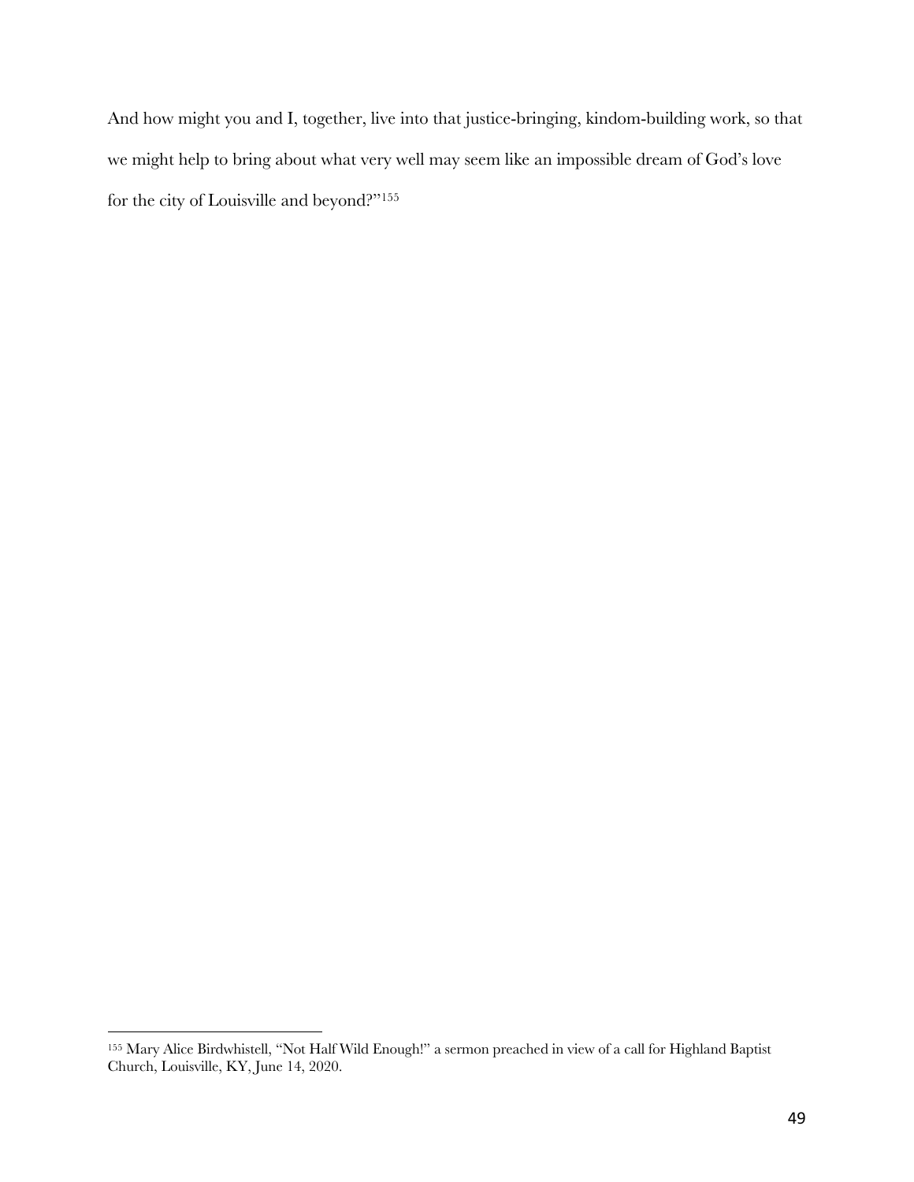And how might you and I, together, live into that justice-bringing, kindom-building work, so that we might help to bring about what very well may seem like an impossible dream of God's love for the city of Louisville and beyond?"[155]

[155] Mary Alice Birdwhistell, "Not Half Wild Enough!" a sermon preached in view of a call for Highland Baptist Church, Louisville, KY, June 14, 2020.